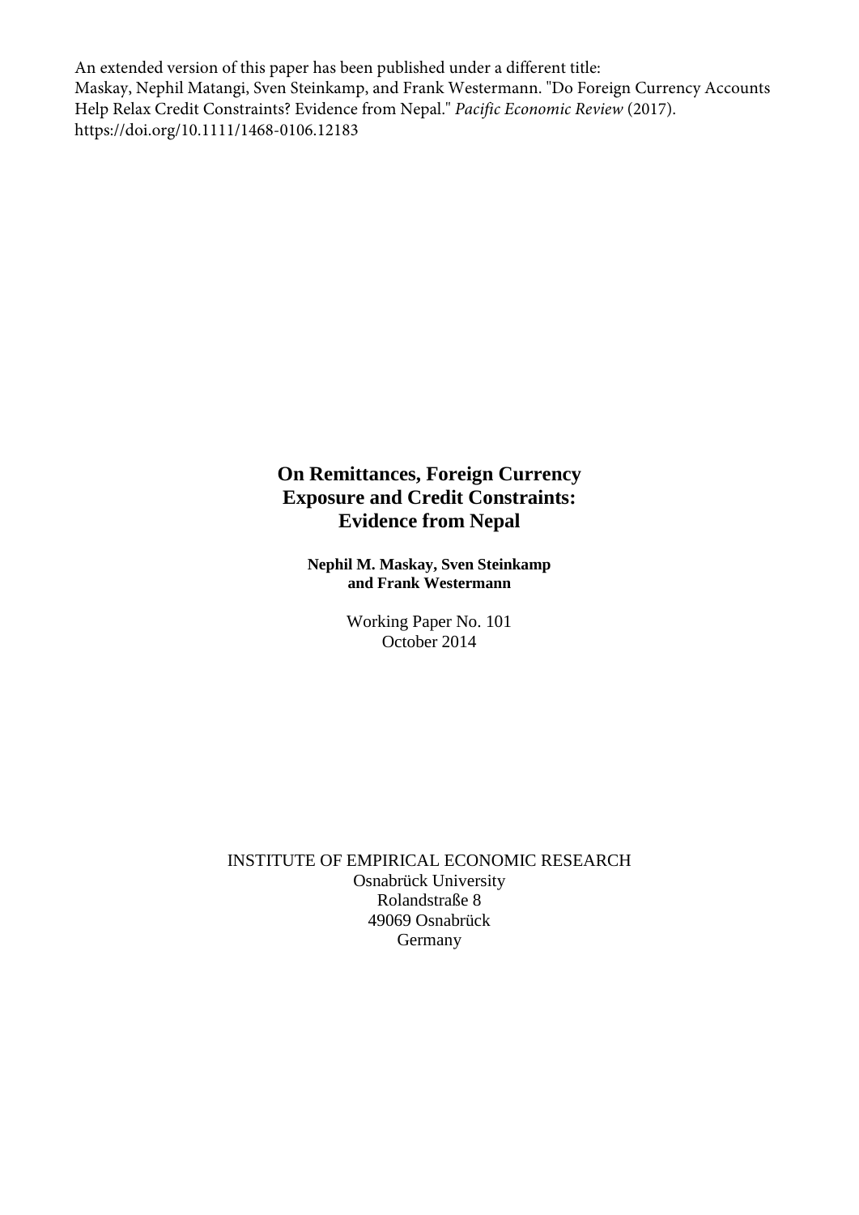An extended version of this paper has been published under a different title:
Maskay, Nephil Matangi, Sven Steinkamp, and Frank Westermann. "Do Foreign Currency Accounts Help Relax Credit Constraints? Evidence from Nepal." *Pacific Economic Review* (2017).
https://doi.org/10.1111/1468-0106.12183

# On Remittances, Foreign Currency Exposure and Credit Constraints: Evidence from Nepal

**Nephil M. Maskay, Sven Steinkamp and Frank Westermann**

Working Paper No. 101
October 2014

INSTITUTE OF EMPIRICAL ECONOMIC RESEARCH
Osnabrück University
Rolandstraße 8
49069 Osnabrück
Germany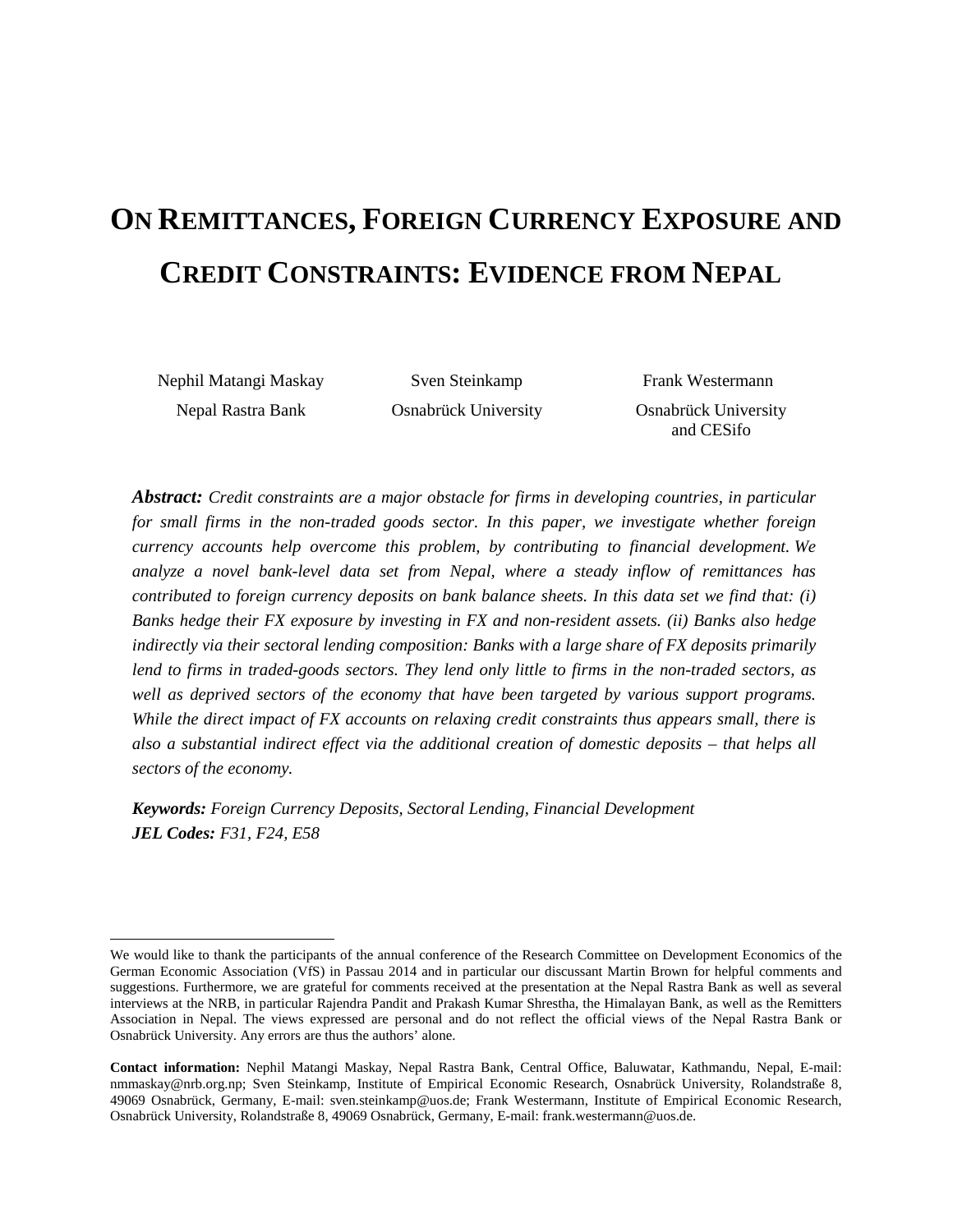# ON REMITTANCES, FOREIGN CURRENCY EXPOSURE AND CREDIT CONSTRAINTS: EVIDENCE FROM NEPAL

Nephil Matangi Maskay
Nepal Rastra Bank

Sven Steinkamp
Osnabrück University

Frank Westermann
Osnabrück University and CESifo

***Abstract:*** *Credit constraints are a major obstacle for firms in developing countries, in particular for small firms in the non-traded goods sector. In this paper, we investigate whether foreign currency accounts help overcome this problem, by contributing to financial development. We analyze a novel bank-level data set from Nepal, where a steady inflow of remittances has contributed to foreign currency deposits on bank balance sheets. In this data set we find that: (i) Banks hedge their FX exposure by investing in FX and non-resident assets. (ii) Banks also hedge indirectly via their sectoral lending composition: Banks with a large share of FX deposits primarily lend to firms in traded-goods sectors. They lend only little to firms in the non-traded sectors, as well as deprived sectors of the economy that have been targeted by various support programs. While the direct impact of FX accounts on relaxing credit constraints thus appears small, there is also a substantial indirect effect via the additional creation of domestic deposits – that helps all sectors of the economy.*

***Keywords:*** *Foreign Currency Deposits, Sectoral Lending, Financial Development*
***JEL Codes:*** *F31, F24, E58*

---

We would like to thank the participants of the annual conference of the Research Committee on Development Economics of the German Economic Association (VfS) in Passau 2014 and in particular our discussant Martin Brown for helpful comments and suggestions. Furthermore, we are grateful for comments received at the presentation at the Nepal Rastra Bank as well as several interviews at the NRB, in particular Rajendra Pandit and Prakash Kumar Shrestha, the Himalayan Bank, as well as the Remitters Association in Nepal. The views expressed are personal and do not reflect the official views of the Nepal Rastra Bank or Osnabrück University. Any errors are thus the authors' alone.

**Contact information:** Nephil Matangi Maskay, Nepal Rastra Bank, Central Office, Baluwatar, Kathmandu, Nepal, E-mail: nmmaskay@nrb.org.np; Sven Steinkamp, Institute of Empirical Economic Research, Osnabrück University, Rolandstraße 8, 49069 Osnabrück, Germany, E-mail: sven.steinkamp@uos.de; Frank Westermann, Institute of Empirical Economic Research, Osnabrück University, Rolandstraße 8, 49069 Osnabrück, Germany, E-mail: frank.westermann@uos.de.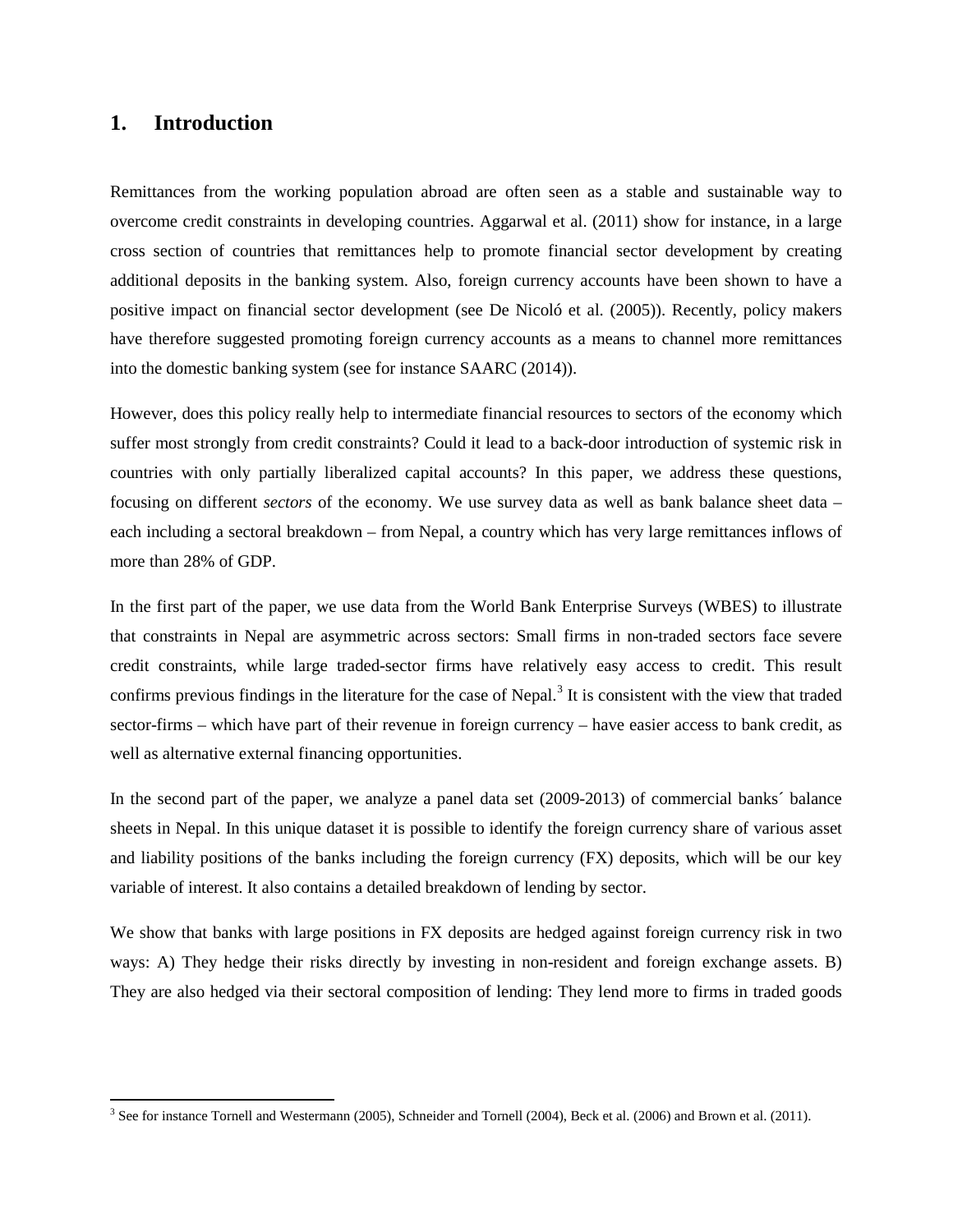# 1. Introduction

Remittances from the working population abroad are often seen as a stable and sustainable way to overcome credit constraints in developing countries. Aggarwal et al. (2011) show for instance, in a large cross section of countries that remittances help to promote financial sector development by creating additional deposits in the banking system. Also, foreign currency accounts have been shown to have a positive impact on financial sector development (see De Nicoló et al. (2005)). Recently, policy makers have therefore suggested promoting foreign currency accounts as a means to channel more remittances into the domestic banking system (see for instance SAARC (2014)).

However, does this policy really help to intermediate financial resources to sectors of the economy which suffer most strongly from credit constraints? Could it lead to a back-door introduction of systemic risk in countries with only partially liberalized capital accounts? In this paper, we address these questions, focusing on different *sectors* of the economy. We use survey data as well as bank balance sheet data – each including a sectoral breakdown – from Nepal, a country which has very large remittances inflows of more than 28% of GDP.

In the first part of the paper, we use data from the World Bank Enterprise Surveys (WBES) to illustrate that constraints in Nepal are asymmetric across sectors: Small firms in non-traded sectors face severe credit constraints, while large traded-sector firms have relatively easy access to credit. This result confirms previous findings in the literature for the case of Nepal.[3] It is consistent with the view that traded sector-firms – which have part of their revenue in foreign currency – have easier access to bank credit, as well as alternative external financing opportunities.

In the second part of the paper, we analyze a panel data set (2009-2013) of commercial banks´ balance sheets in Nepal. In this unique dataset it is possible to identify the foreign currency share of various asset and liability positions of the banks including the foreign currency (FX) deposits, which will be our key variable of interest. It also contains a detailed breakdown of lending by sector.

We show that banks with large positions in FX deposits are hedged against foreign currency risk in two ways: A) They hedge their risks directly by investing in non-resident and foreign exchange assets. B) They are also hedged via their sectoral composition of lending: They lend more to firms in traded goods

[3] See for instance Tornell and Westermann (2005), Schneider and Tornell (2004), Beck et al. (2006) and Brown et al. (2011).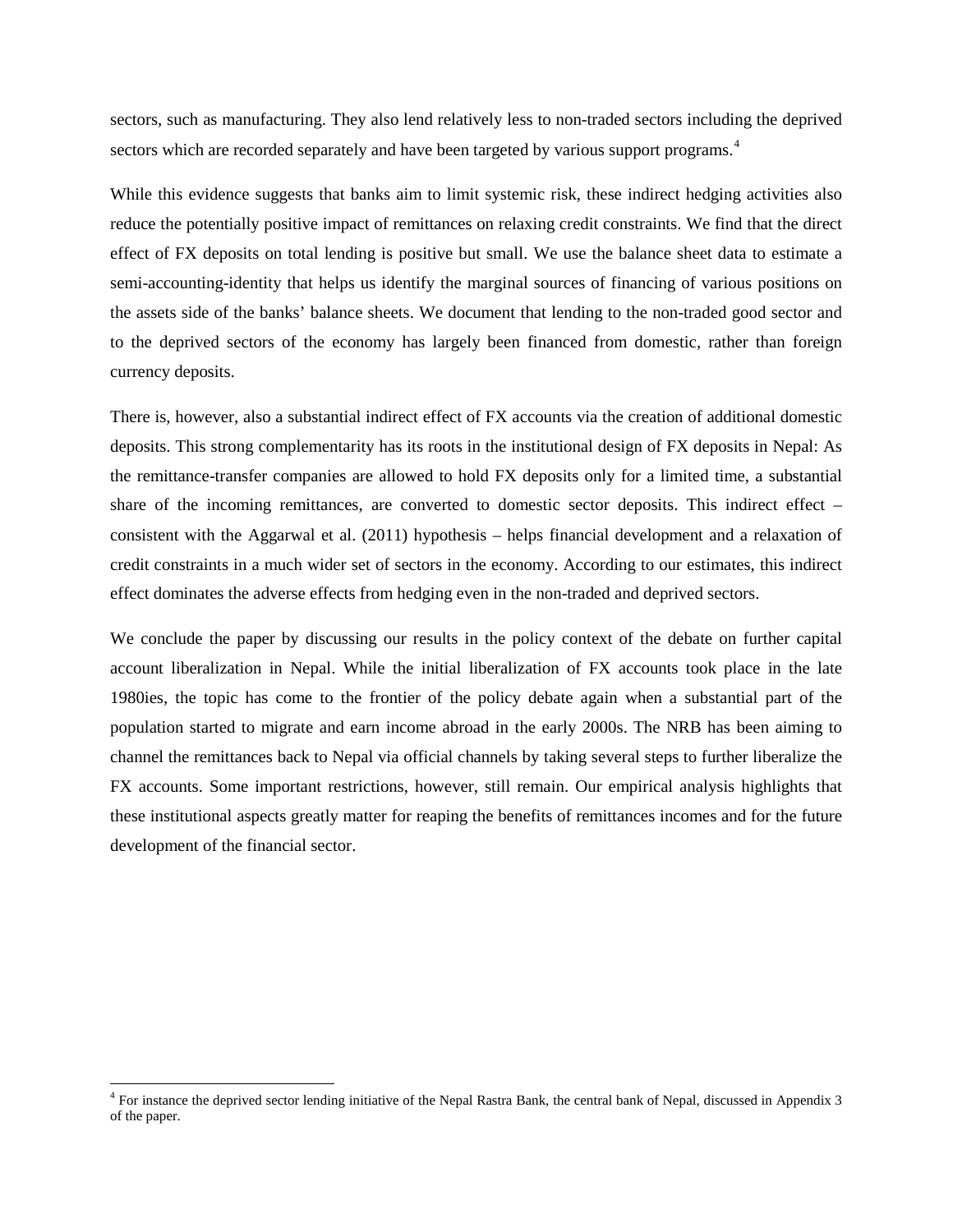sectors, such as manufacturing. They also lend relatively less to non-traded sectors including the deprived sectors which are recorded separately and have been targeted by various support programs.[4]

While this evidence suggests that banks aim to limit systemic risk, these indirect hedging activities also reduce the potentially positive impact of remittances on relaxing credit constraints. We find that the direct effect of FX deposits on total lending is positive but small. We use the balance sheet data to estimate a semi-accounting-identity that helps us identify the marginal sources of financing of various positions on the assets side of the banks' balance sheets. We document that lending to the non-traded good sector and to the deprived sectors of the economy has largely been financed from domestic, rather than foreign currency deposits.

There is, however, also a substantial indirect effect of FX accounts via the creation of additional domestic deposits. This strong complementarity has its roots in the institutional design of FX deposits in Nepal: As the remittance-transfer companies are allowed to hold FX deposits only for a limited time, a substantial share of the incoming remittances, are converted to domestic sector deposits. This indirect effect – consistent with the Aggarwal et al. (2011) hypothesis – helps financial development and a relaxation of credit constraints in a much wider set of sectors in the economy. According to our estimates, this indirect effect dominates the adverse effects from hedging even in the non-traded and deprived sectors.

We conclude the paper by discussing our results in the policy context of the debate on further capital account liberalization in Nepal. While the initial liberalization of FX accounts took place in the late 1980ies, the topic has come to the frontier of the policy debate again when a substantial part of the population started to migrate and earn income abroad in the early 2000s. The NRB has been aiming to channel the remittances back to Nepal via official channels by taking several steps to further liberalize the FX accounts. Some important restrictions, however, still remain. Our empirical analysis highlights that these institutional aspects greatly matter for reaping the benefits of remittances incomes and for the future development of the financial sector.

[4] For instance the deprived sector lending initiative of the Nepal Rastra Bank, the central bank of Nepal, discussed in Appendix 3 of the paper.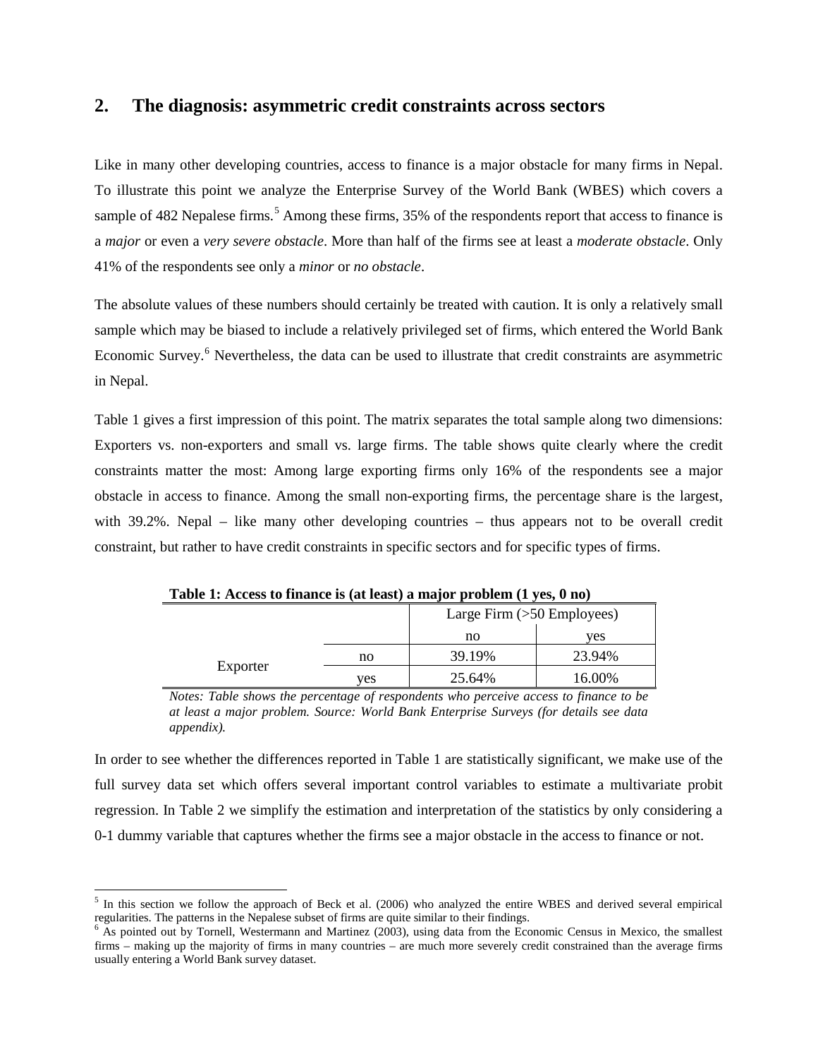## 2. The diagnosis: asymmetric credit constraints across sectors

Like in many other developing countries, access to finance is a major obstacle for many firms in Nepal. To illustrate this point we analyze the Enterprise Survey of the World Bank (WBES) which covers a sample of 482 Nepalese firms.[5] Among these firms, 35% of the respondents report that access to finance is a *major* or even a *very severe obstacle*. More than half of the firms see at least a *moderate obstacle*. Only 41% of the respondents see only a *minor* or *no obstacle*.

The absolute values of these numbers should certainly be treated with caution. It is only a relatively small sample which may be biased to include a relatively privileged set of firms, which entered the World Bank Economic Survey.[6] Nevertheless, the data can be used to illustrate that credit constraints are asymmetric in Nepal.

Table 1 gives a first impression of this point. The matrix separates the total sample along two dimensions: Exporters vs. non-exporters and small vs. large firms. The table shows quite clearly where the credit constraints matter the most: Among large exporting firms only 16% of the respondents see a major obstacle in access to finance. Among the small non-exporting firms, the percentage share is the largest, with 39.2%. Nepal – like many other developing countries – thus appears not to be overall credit constraint, but rather to have credit constraints in specific sectors and for specific types of firms.

**Table 1: Access to finance is (at least) a major problem (1 yes, 0 no)**

| | | Large Firm (>50 Employees) | |
|---|---|---|---|
| | | no | yes |
| Exporter | no | 39.19% | 23.94% |
| | yes | 25.64% | 16.00% |

*Notes: Table shows the percentage of respondents who perceive access to finance to be at least a major problem. Source: World Bank Enterprise Surveys (for details see data appendix).*

In order to see whether the differences reported in Table 1 are statistically significant, we make use of the full survey data set which offers several important control variables to estimate a multivariate probit regression. In Table 2 we simplify the estimation and interpretation of the statistics by only considering a 0-1 dummy variable that captures whether the firms see a major obstacle in the access to finance or not.

---

[5] In this section we follow the approach of Beck et al. (2006) who analyzed the entire WBES and derived several empirical regularities. The patterns in the Nepalese subset of firms are quite similar to their findings.

[6] As pointed out by Tornell, Westermann and Martinez (2003), using data from the Economic Census in Mexico, the smallest firms – making up the majority of firms in many countries – are much more severely credit constrained than the average firms usually entering a World Bank survey dataset.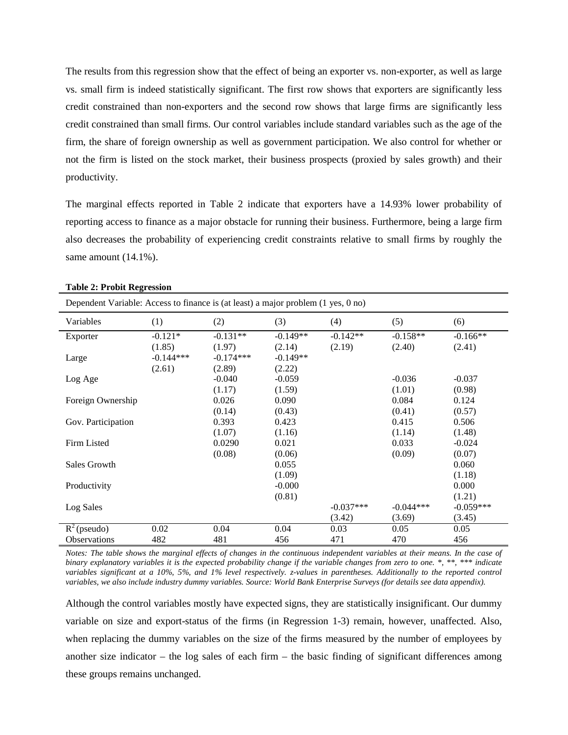The results from this regression show that the effect of being an exporter vs. non-exporter, as well as large vs. small firm is indeed statistically significant. The first row shows that exporters are significantly less credit constrained than non-exporters and the second row shows that large firms are significantly less credit constrained than small firms. Our control variables include standard variables such as the age of the firm, the share of foreign ownership as well as government participation. We also control for whether or not the firm is listed on the stock market, their business prospects (proxied by sales growth) and their productivity.

The marginal effects reported in Table 2 indicate that exporters have a 14.93% lower probability of reporting access to finance as a major obstacle for running their business. Furthermore, being a large firm also decreases the probability of experiencing credit constraints relative to small firms by roughly the same amount (14.1%).

**Table 2: Probit Regression**

Dependent Variable: Access to finance is (at least) a major problem (1 yes, 0 no)

| Variables | (1) | (2) | (3) | (4) | (5) | (6) |
|---|---|---|---|---|---|---|
| Exporter | -0.121* | -0.131** | -0.149** | -0.142** | -0.158** | -0.166** |
| | (1.85) | (1.97) | (2.14) | (2.19) | (2.40) | (2.41) |
| Large | -0.144*** | -0.174*** | -0.149** | | | |
| | (2.61) | (2.89) | (2.22) | | | |
| Log Age | | -0.040 | -0.059 | | -0.036 | -0.037 |
| | | (1.17) | (1.59) | | (1.01) | (0.98) |
| Foreign Ownership | | 0.026 | 0.090 | | 0.084 | 0.124 |
| | | (0.14) | (0.43) | | (0.41) | (0.57) |
| Gov. Participation | | 0.393 | 0.423 | | 0.415 | 0.506 |
| | | (1.07) | (1.16) | | (1.14) | (1.48) |
| Firm Listed | | 0.0290 | 0.021 | | 0.033 | -0.024 |
| | | (0.08) | (0.06) | | (0.09) | (0.07) |
| Sales Growth | | | 0.055 | | | 0.060 |
| | | | (1.09) | | | (1.18) |
| Productivity | | | -0.000 | | | 0.000 |
| | | | (0.81) | | | (1.21) |
| Log Sales | | | | -0.037*** | -0.044*** | -0.059*** |
| | | | | (3.42) | (3.69) | (3.45) |
| $R^2$ (pseudo) | 0.02 | 0.04 | 0.04 | 0.03 | 0.05 | 0.05 |
| Observations | 482 | 481 | 456 | 471 | 470 | 456 |

*Notes: The table shows the marginal effects of changes in the continuous independent variables at their means. In the case of binary explanatory variables it is the expected probability change if the variable changes from zero to one. *, **, *** indicate variables significant at a 10%, 5%, and 1% level respectively. z-values in parentheses. Additionally to the reported control variables, we also include industry dummy variables. Source: World Bank Enterprise Surveys (for details see data appendix).*

Although the control variables mostly have expected signs, they are statistically insignificant. Our dummy variable on size and export-status of the firms (in Regression 1-3) remain, however, unaffected. Also, when replacing the dummy variables on the size of the firms measured by the number of employees by another size indicator – the log sales of each firm – the basic finding of significant differences among these groups remains unchanged.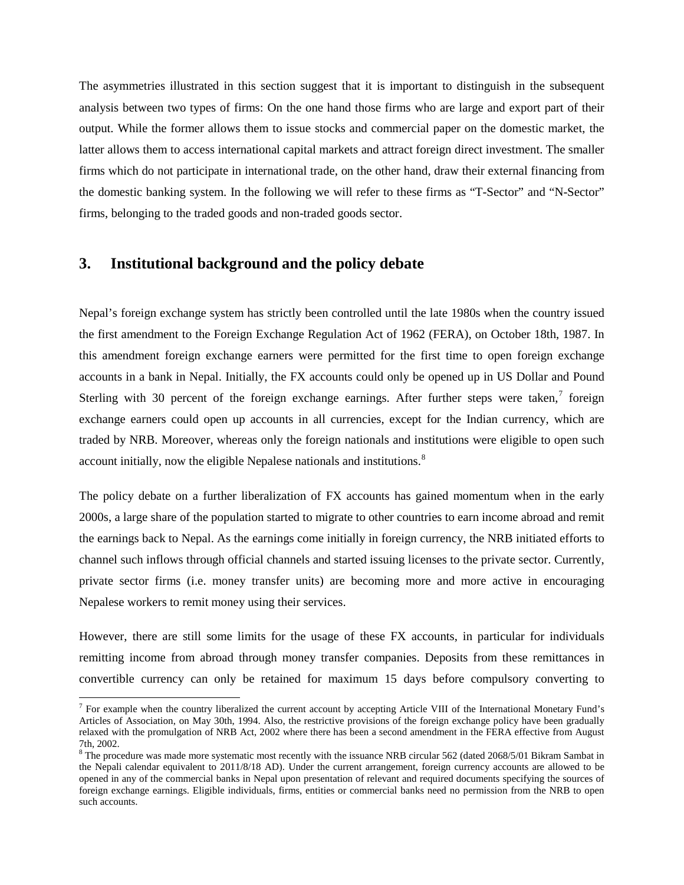The asymmetries illustrated in this section suggest that it is important to distinguish in the subsequent analysis between two types of firms: On the one hand those firms who are large and export part of their output. While the former allows them to issue stocks and commercial paper on the domestic market, the latter allows them to access international capital markets and attract foreign direct investment. The smaller firms which do not participate in international trade, on the other hand, draw their external financing from the domestic banking system. In the following we will refer to these firms as "T-Sector" and "N-Sector" firms, belonging to the traded goods and non-traded goods sector.

## 3. Institutional background and the policy debate

Nepal's foreign exchange system has strictly been controlled until the late 1980s when the country issued the first amendment to the Foreign Exchange Regulation Act of 1962 (FERA), on October 18th, 1987. In this amendment foreign exchange earners were permitted for the first time to open foreign exchange accounts in a bank in Nepal. Initially, the FX accounts could only be opened up in US Dollar and Pound Sterling with 30 percent of the foreign exchange earnings. After further steps were taken,[7] foreign exchange earners could open up accounts in all currencies, except for the Indian currency, which are traded by NRB. Moreover, whereas only the foreign nationals and institutions were eligible to open such account initially, now the eligible Nepalese nationals and institutions.[8]

The policy debate on a further liberalization of FX accounts has gained momentum when in the early 2000s, a large share of the population started to migrate to other countries to earn income abroad and remit the earnings back to Nepal. As the earnings come initially in foreign currency, the NRB initiated efforts to channel such inflows through official channels and started issuing licenses to the private sector. Currently, private sector firms (i.e. money transfer units) are becoming more and more active in encouraging Nepalese workers to remit money using their services.

However, there are still some limits for the usage of these FX accounts, in particular for individuals remitting income from abroad through money transfer companies. Deposits from these remittances in convertible currency can only be retained for maximum 15 days before compulsory converting to

[7] For example when the country liberalized the current account by accepting Article VIII of the International Monetary Fund's Articles of Association, on May 30th, 1994. Also, the restrictive provisions of the foreign exchange policy have been gradually relaxed with the promulgation of NRB Act, 2002 where there has been a second amendment in the FERA effective from August 7th, 2002.

[8] The procedure was made more systematic most recently with the issuance NRB circular 562 (dated 2068/5/01 Bikram Sambat in the Nepali calendar equivalent to 2011/8/18 AD). Under the current arrangement, foreign currency accounts are allowed to be opened in any of the commercial banks in Nepal upon presentation of relevant and required documents specifying the sources of foreign exchange earnings. Eligible individuals, firms, entities or commercial banks need no permission from the NRB to open such accounts.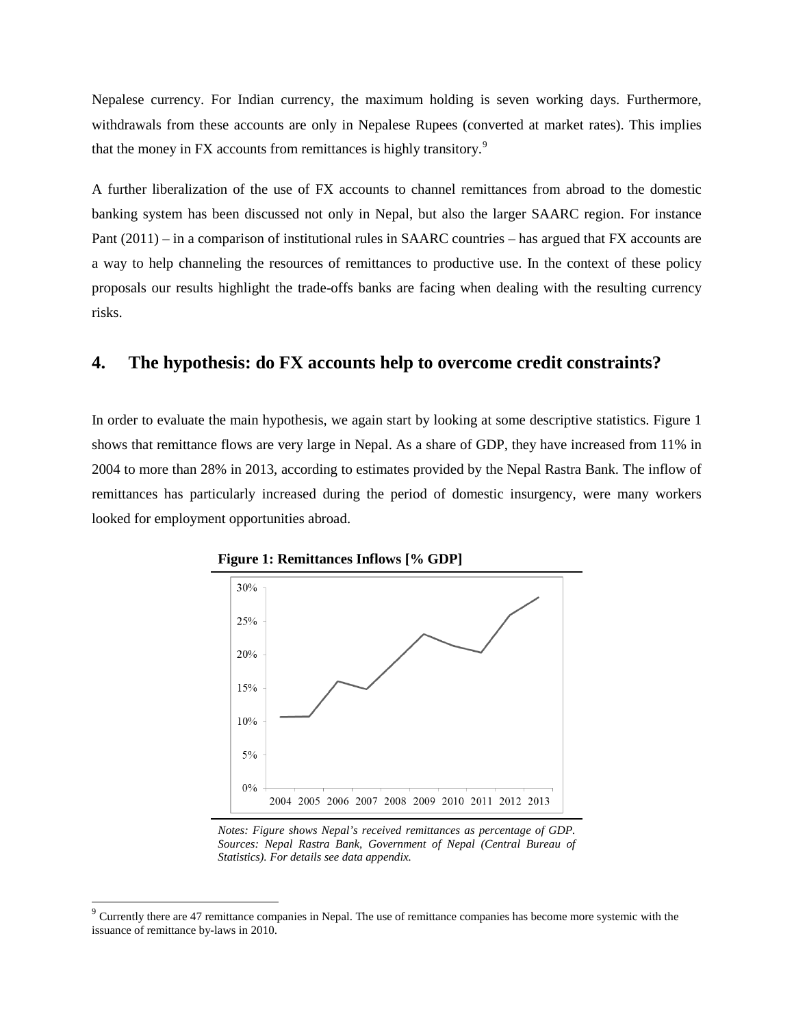Nepalese currency. For Indian currency, the maximum holding is seven working days. Furthermore, withdrawals from these accounts are only in Nepalese Rupees (converted at market rates). This implies that the money in FX accounts from remittances is highly transitory.[9]

A further liberalization of the use of FX accounts to channel remittances from abroad to the domestic banking system has been discussed not only in Nepal, but also the larger SAARC region. For instance Pant (2011) – in a comparison of institutional rules in SAARC countries – has argued that FX accounts are a way to help channeling the resources of remittances to productive use. In the context of these policy proposals our results highlight the trade-offs banks are facing when dealing with the resulting currency risks.

## 4. The hypothesis: do FX accounts help to overcome credit constraints?

In order to evaluate the main hypothesis, we again start by looking at some descriptive statistics. Figure 1 shows that remittance flows are very large in Nepal. As a share of GDP, they have increased from 11% in 2004 to more than 28% in 2013, according to estimates provided by the Nepal Rastra Bank. The inflow of remittances has particularly increased during the period of domestic insurgency, were many workers looked for employment opportunities abroad.

**Figure 1: Remittances Inflows [% GDP]**

*Notes: Figure shows Nepal's received remittances as percentage of GDP. Sources: Nepal Rastra Bank, Government of Nepal (Central Bureau of Statistics). For details see data appendix.*

[9] Currently there are 47 remittance companies in Nepal. The use of remittance companies has become more systemic with the issuance of remittance by-laws in 2010.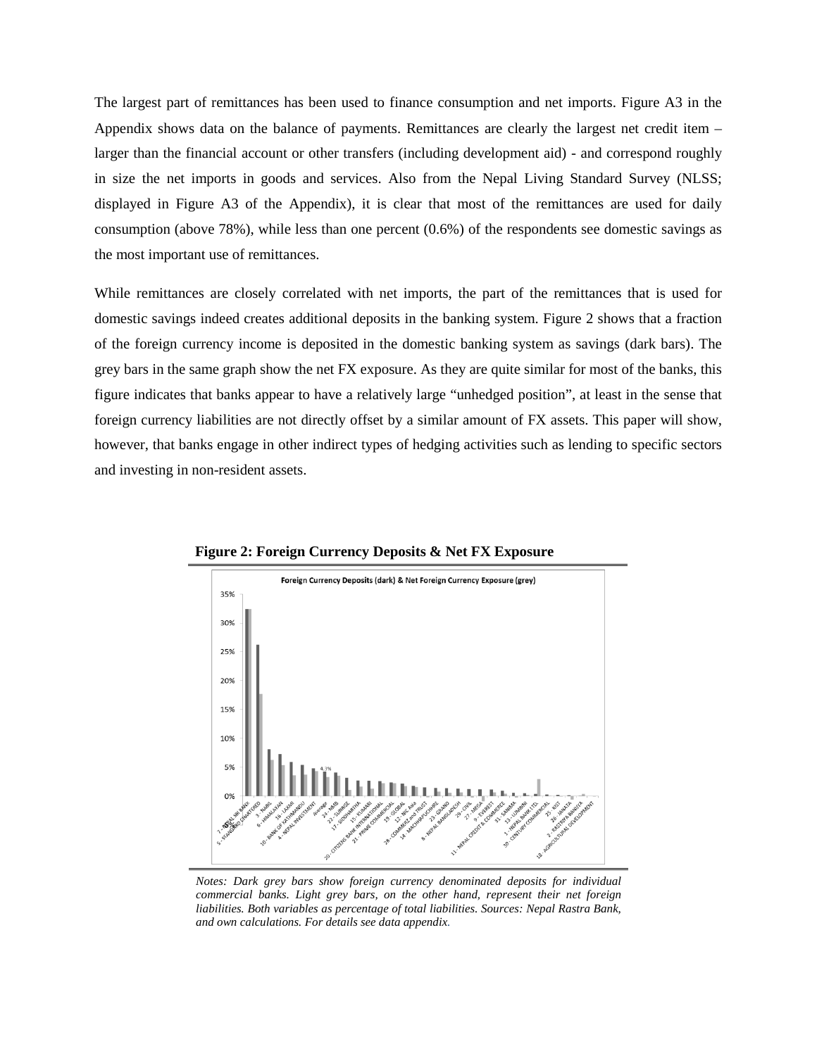The largest part of remittances has been used to finance consumption and net imports. Figure A3 in the Appendix shows data on the balance of payments. Remittances are clearly the largest net credit item – larger than the financial account or other transfers (including development aid) - and correspond roughly in size the net imports in goods and services. Also from the Nepal Living Standard Survey (NLSS; displayed in Figure A3 of the Appendix), it is clear that most of the remittances are used for daily consumption (above 78%), while less than one percent (0.6%) of the respondents see domestic savings as the most important use of remittances.

While remittances are closely correlated with net imports, the part of the remittances that is used for domestic savings indeed creates additional deposits in the banking system. Figure 2 shows that a fraction of the foreign currency income is deposited in the domestic banking system as savings (dark bars). The grey bars in the same graph show the net FX exposure. As they are quite similar for most of the banks, this figure indicates that banks appear to have a relatively large "unhedged position", at least in the sense that foreign currency liabilities are not directly offset by a similar amount of FX assets. This paper will show, however, that banks engage in other indirect types of hedging activities such as lending to specific sectors and investing in non-resident assets.

**Figure 2: Foreign Currency Deposits & Net FX Exposure**

*Notes: Dark grey bars show foreign currency denominated deposits for individual commercial banks. Light grey bars, on the other hand, represent their net foreign liabilities. Both variables as percentage of total liabilities. Sources: Nepal Rastra Bank, and own calculations. For details see data appendix.*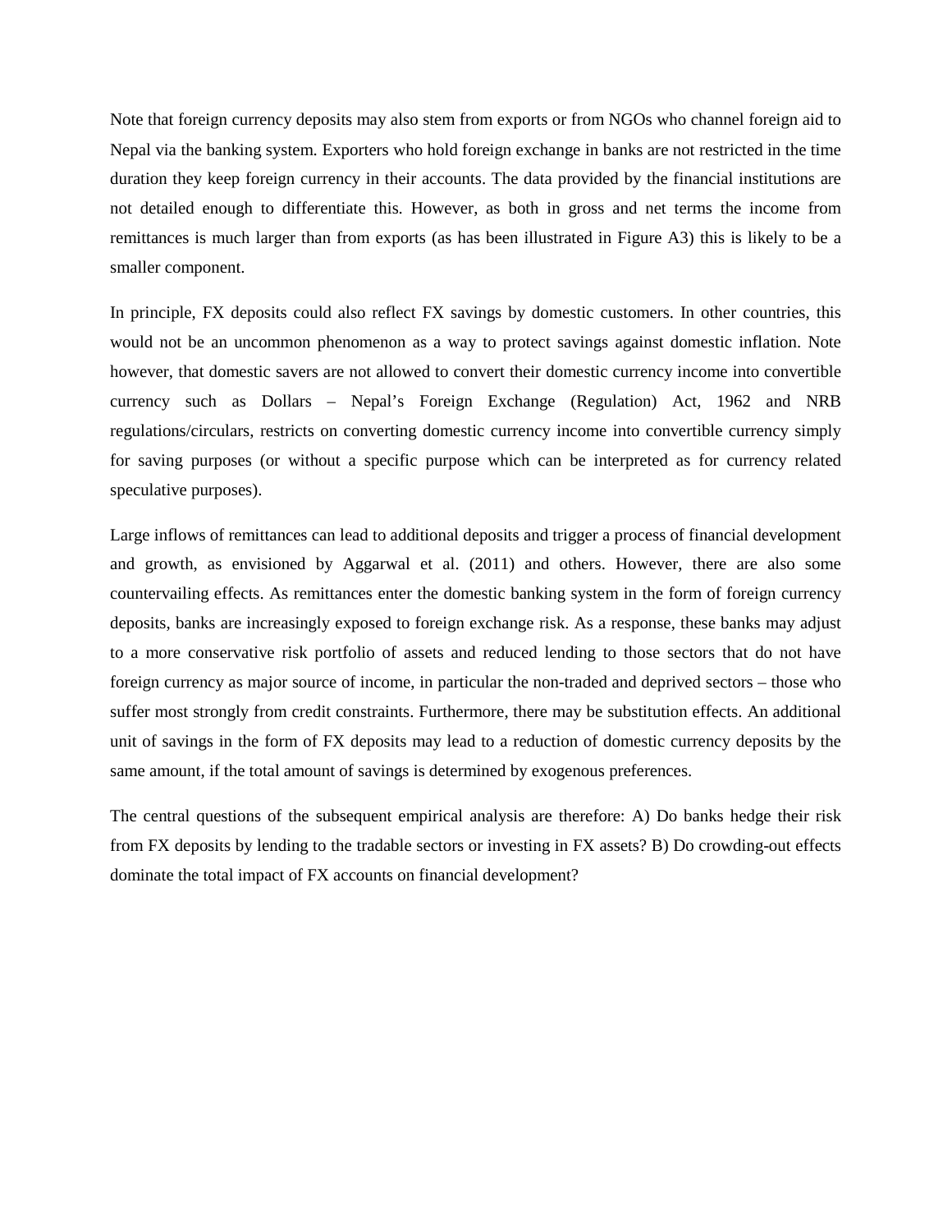Note that foreign currency deposits may also stem from exports or from NGOs who channel foreign aid to Nepal via the banking system. Exporters who hold foreign exchange in banks are not restricted in the time duration they keep foreign currency in their accounts. The data provided by the financial institutions are not detailed enough to differentiate this. However, as both in gross and net terms the income from remittances is much larger than from exports (as has been illustrated in Figure A3) this is likely to be a smaller component.

In principle, FX deposits could also reflect FX savings by domestic customers. In other countries, this would not be an uncommon phenomenon as a way to protect savings against domestic inflation. Note however, that domestic savers are not allowed to convert their domestic currency income into convertible currency such as Dollars – Nepal's Foreign Exchange (Regulation) Act, 1962 and NRB regulations/circulars, restricts on converting domestic currency income into convertible currency simply for saving purposes (or without a specific purpose which can be interpreted as for currency related speculative purposes).

Large inflows of remittances can lead to additional deposits and trigger a process of financial development and growth, as envisioned by Aggarwal et al. (2011) and others. However, there are also some countervailing effects. As remittances enter the domestic banking system in the form of foreign currency deposits, banks are increasingly exposed to foreign exchange risk. As a response, these banks may adjust to a more conservative risk portfolio of assets and reduced lending to those sectors that do not have foreign currency as major source of income, in particular the non-traded and deprived sectors – those who suffer most strongly from credit constraints. Furthermore, there may be substitution effects. An additional unit of savings in the form of FX deposits may lead to a reduction of domestic currency deposits by the same amount, if the total amount of savings is determined by exogenous preferences.

The central questions of the subsequent empirical analysis are therefore: A) Do banks hedge their risk from FX deposits by lending to the tradable sectors or investing in FX assets? B) Do crowding-out effects dominate the total impact of FX accounts on financial development?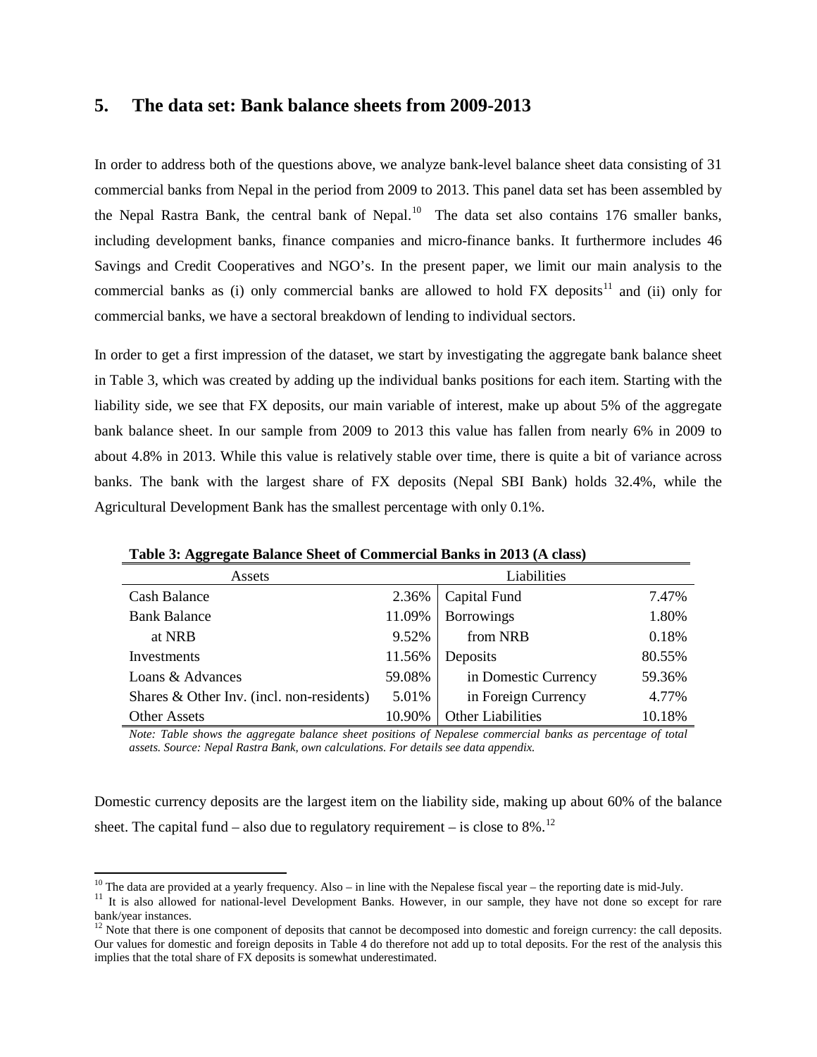## 5. The data set: Bank balance sheets from 2009-2013

In order to address both of the questions above, we analyze bank-level balance sheet data consisting of 31 commercial banks from Nepal in the period from 2009 to 2013. This panel data set has been assembled by the Nepal Rastra Bank, the central bank of Nepal.[10] The data set also contains 176 smaller banks, including development banks, finance companies and micro-finance banks. It furthermore includes 46 Savings and Credit Cooperatives and NGO's. In the present paper, we limit our main analysis to the commercial banks as (i) only commercial banks are allowed to hold FX deposits[11] and (ii) only for commercial banks, we have a sectoral breakdown of lending to individual sectors.

In order to get a first impression of the dataset, we start by investigating the aggregate bank balance sheet in Table 3, which was created by adding up the individual banks positions for each item. Starting with the liability side, we see that FX deposits, our main variable of interest, make up about 5% of the aggregate bank balance sheet. In our sample from 2009 to 2013 this value has fallen from nearly 6% in 2009 to about 4.8% in 2013. While this value is relatively stable over time, there is quite a bit of variance across banks. The bank with the largest share of FX deposits (Nepal SBI Bank) holds 32.4%, while the Agricultural Development Bank has the smallest percentage with only 0.1%.

**Table 3: Aggregate Balance Sheet of Commercial Banks in 2013 (A class)**

| Assets | | Liabilities | |
|---|---|---|---|
| Cash Balance | 2.36% | Capital Fund | 7.47% |
| Bank Balance | 11.09% | Borrowings | 1.80% |
| at NRB | 9.52% | from NRB | 0.18% |
| Investments | 11.56% | Deposits | 80.55% |
| Loans & Advances | 59.08% | in Domestic Currency | 59.36% |
| Shares & Other Inv. (incl. non-residents) | 5.01% | in Foreign Currency | 4.77% |
| Other Assets | 10.90% | Other Liabilities | 10.18% |

*Note: Table shows the aggregate balance sheet positions of Nepalese commercial banks as percentage of total assets. Source: Nepal Rastra Bank, own calculations. For details see data appendix.*

Domestic currency deposits are the largest item on the liability side, making up about 60% of the balance sheet. The capital fund – also due to regulatory requirement – is close to 8%.[12]

[10] The data are provided at a yearly frequency. Also – in line with the Nepalese fiscal year – the reporting date is mid-July.

[11] It is also allowed for national-level Development Banks. However, in our sample, they have not done so except for rare bank/year instances.

[12] Note that there is one component of deposits that cannot be decomposed into domestic and foreign currency: the call deposits. Our values for domestic and foreign deposits in Table 4 do therefore not add up to total deposits. For the rest of the analysis this implies that the total share of FX deposits is somewhat underestimated.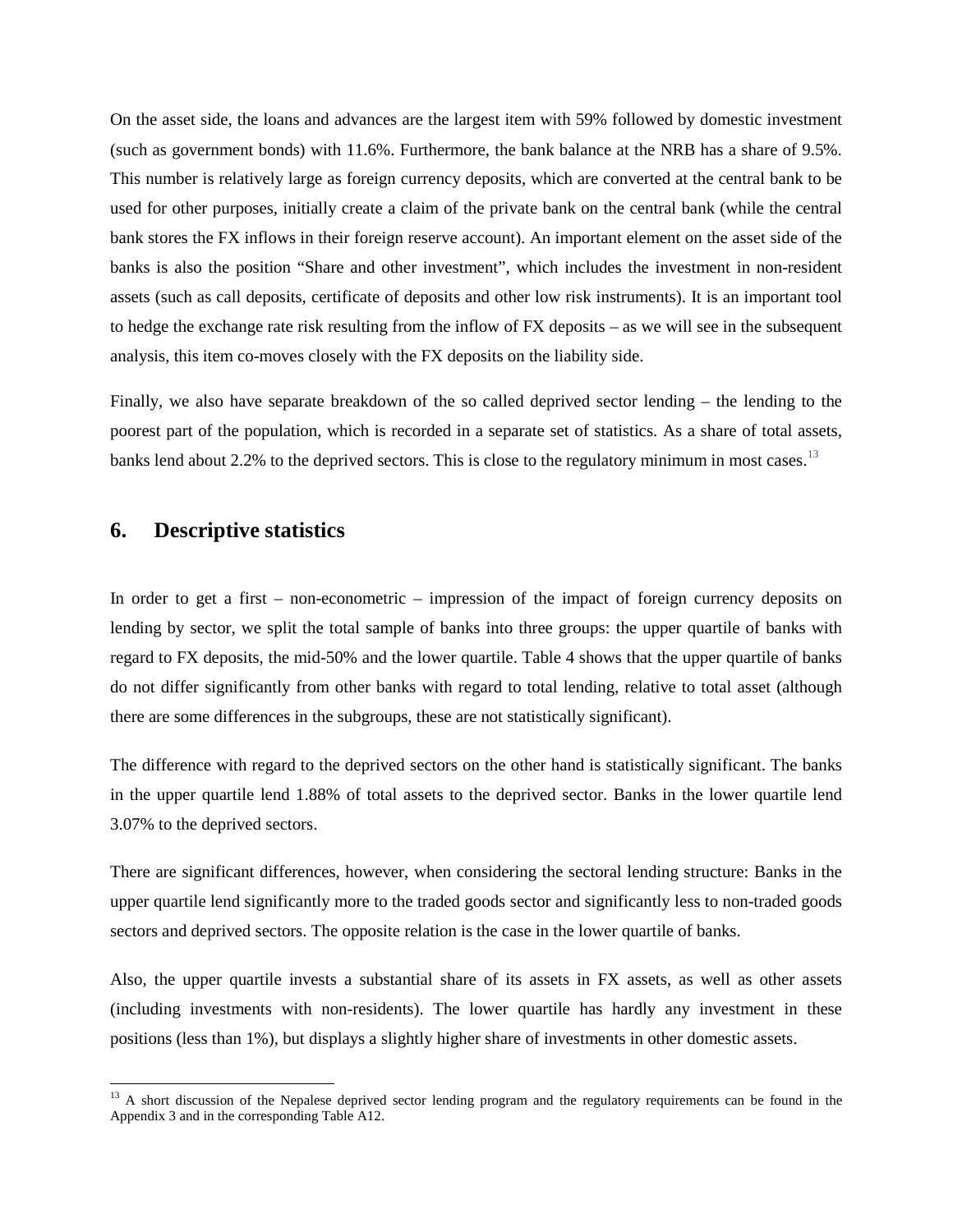On the asset side, the loans and advances are the largest item with 59% followed by domestic investment (such as government bonds) with 11.6%. Furthermore, the bank balance at the NRB has a share of 9.5%. This number is relatively large as foreign currency deposits, which are converted at the central bank to be used for other purposes, initially create a claim of the private bank on the central bank (while the central bank stores the FX inflows in their foreign reserve account). An important element on the asset side of the banks is also the position "Share and other investment", which includes the investment in non-resident assets (such as call deposits, certificate of deposits and other low risk instruments). It is an important tool to hedge the exchange rate risk resulting from the inflow of FX deposits – as we will see in the subsequent analysis, this item co-moves closely with the FX deposits on the liability side.

Finally, we also have separate breakdown of the so called deprived sector lending – the lending to the poorest part of the population, which is recorded in a separate set of statistics. As a share of total assets, banks lend about 2.2% to the deprived sectors. This is close to the regulatory minimum in most cases.[13]

## 6. Descriptive statistics

In order to get a first – non-econometric – impression of the impact of foreign currency deposits on lending by sector, we split the total sample of banks into three groups: the upper quartile of banks with regard to FX deposits, the mid-50% and the lower quartile. Table 4 shows that the upper quartile of banks do not differ significantly from other banks with regard to total lending, relative to total asset (although there are some differences in the subgroups, these are not statistically significant).

The difference with regard to the deprived sectors on the other hand is statistically significant. The banks in the upper quartile lend 1.88% of total assets to the deprived sector. Banks in the lower quartile lend 3.07% to the deprived sectors.

There are significant differences, however, when considering the sectoral lending structure: Banks in the upper quartile lend significantly more to the traded goods sector and significantly less to non-traded goods sectors and deprived sectors. The opposite relation is the case in the lower quartile of banks.

Also, the upper quartile invests a substantial share of its assets in FX assets, as well as other assets (including investments with non-residents). The lower quartile has hardly any investment in these positions (less than 1%), but displays a slightly higher share of investments in other domestic assets.

[13] A short discussion of the Nepalese deprived sector lending program and the regulatory requirements can be found in the Appendix 3 and in the corresponding Table A12.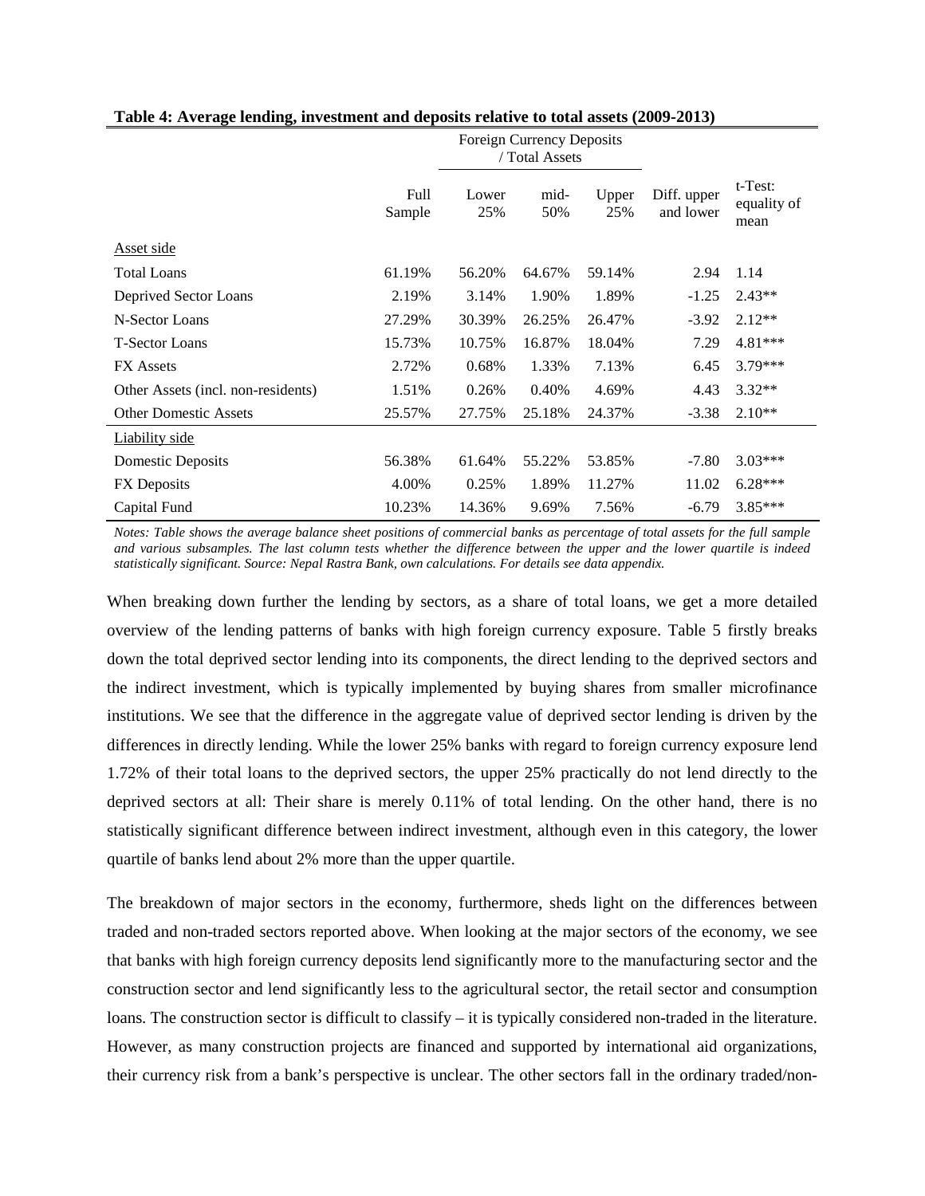**Table 4: Average lending, investment and deposits relative to total assets (2009-2013)**

| | Full Sample | Foreign Currency Deposits / Total Assets | | | Diff. upper and lower | t-Test: equality of mean |
|---|---|---|---|---|---|---|
| | | Lower 25% | mid-50% | Upper 25% | | |
| Asset side | | | | | | |
| Total Loans | 61.19% | 56.20% | 64.67% | 59.14% | 2.94 | 1.14 |
| Deprived Sector Loans | 2.19% | 3.14% | 1.90% | 1.89% | -1.25 | 2.43** |
| N-Sector Loans | 27.29% | 30.39% | 26.25% | 26.47% | -3.92 | 2.12** |
| T-Sector Loans | 15.73% | 10.75% | 16.87% | 18.04% | 7.29 | 4.81*** |
| FX Assets | 2.72% | 0.68% | 1.33% | 7.13% | 6.45 | 3.79*** |
| Other Assets (incl. non-residents) | 1.51% | 0.26% | 0.40% | 4.69% | 4.43 | 3.32** |
| Other Domestic Assets | 25.57% | 27.75% | 25.18% | 24.37% | -3.38 | 2.10** |
| Liability side | | | | | | |
| Domestic Deposits | 56.38% | 61.64% | 55.22% | 53.85% | -7.80 | 3.03*** |
| FX Deposits | 4.00% | 0.25% | 1.89% | 11.27% | 11.02 | 6.28*** |
| Capital Fund | 10.23% | 14.36% | 9.69% | 7.56% | -6.79 | 3.85*** |

*Notes: Table shows the average balance sheet positions of commercial banks as percentage of total assets for the full sample and various subsamples. The last column tests whether the difference between the upper and the lower quartile is indeed statistically significant. Source: Nepal Rastra Bank, own calculations. For details see data appendix.*

When breaking down further the lending by sectors, as a share of total loans, we get a more detailed overview of the lending patterns of banks with high foreign currency exposure. Table 5 firstly breaks down the total deprived sector lending into its components, the direct lending to the deprived sectors and the indirect investment, which is typically implemented by buying shares from smaller microfinance institutions. We see that the difference in the aggregate value of deprived sector lending is driven by the differences in directly lending. While the lower 25% banks with regard to foreign currency exposure lend 1.72% of their total loans to the deprived sectors, the upper 25% practically do not lend directly to the deprived sectors at all: Their share is merely 0.11% of total lending. On the other hand, there is no statistically significant difference between indirect investment, although even in this category, the lower quartile of banks lend about 2% more than the upper quartile.

The breakdown of major sectors in the economy, furthermore, sheds light on the differences between traded and non-traded sectors reported above. When looking at the major sectors of the economy, we see that banks with high foreign currency deposits lend significantly more to the manufacturing sector and the construction sector and lend significantly less to the agricultural sector, the retail sector and consumption loans. The construction sector is difficult to classify – it is typically considered non-traded in the literature. However, as many construction projects are financed and supported by international aid organizations, their currency risk from a bank's perspective is unclear. The other sectors fall in the ordinary traded/non-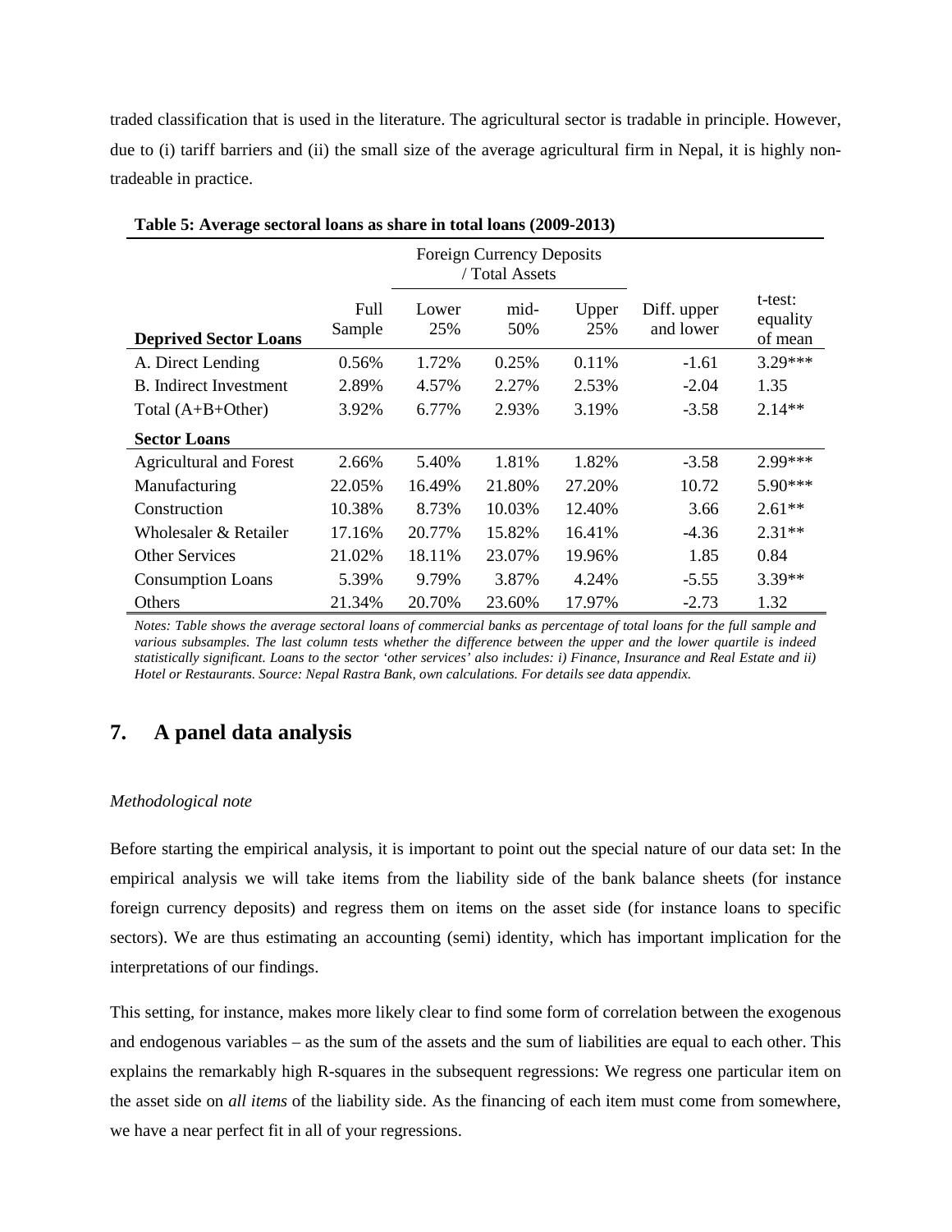traded classification that is used in the literature. The agricultural sector is tradable in principle. However, due to (i) tariff barriers and (ii) the small size of the average agricultural firm in Nepal, it is highly non-tradeable in practice.

**Table 5: Average sectoral loans as share in total loans (2009-2013)**

| | | Foreign Currency Deposits / Total Assets | | | | |
|---|---|---|---|---|---|---|
| **Deprived Sector Loans** | Full Sample | Lower 25% | mid-50% | Upper 25% | Diff. upper and lower | t-test: equality of mean |
| A. Direct Lending | 0.56% | 1.72% | 0.25% | 0.11% | -1.61 | 3.29*** |
| B. Indirect Investment | 2.89% | 4.57% | 2.27% | 2.53% | -2.04 | 1.35 |
| Total (A+B+Other) | 3.92% | 6.77% | 2.93% | 3.19% | -3.58 | 2.14** |
| **Sector Loans** | | | | | | |
| Agricultural and Forest | 2.66% | 5.40% | 1.81% | 1.82% | -3.58 | 2.99*** |
| Manufacturing | 22.05% | 16.49% | 21.80% | 27.20% | 10.72 | 5.90*** |
| Construction | 10.38% | 8.73% | 10.03% | 12.40% | 3.66 | 2.61** |
| Wholesaler & Retailer | 17.16% | 20.77% | 15.82% | 16.41% | -4.36 | 2.31** |
| Other Services | 21.02% | 18.11% | 23.07% | 19.96% | 1.85 | 0.84 |
| Consumption Loans | 5.39% | 9.79% | 3.87% | 4.24% | -5.55 | 3.39** |
| Others | 21.34% | 20.70% | 23.60% | 17.97% | -2.73 | 1.32 |

*Notes: Table shows the average sectoral loans of commercial banks as percentage of total loans for the full sample and various subsamples. The last column tests whether the difference between the upper and the lower quartile is indeed statistically significant. Loans to the sector 'other services' also includes: i) Finance, Insurance and Real Estate and ii) Hotel or Restaurants. Source: Nepal Rastra Bank, own calculations. For details see data appendix.*

## 7. A panel data analysis

*Methodological note*

Before starting the empirical analysis, it is important to point out the special nature of our data set: In the empirical analysis we will take items from the liability side of the bank balance sheets (for instance foreign currency deposits) and regress them on items on the asset side (for instance loans to specific sectors). We are thus estimating an accounting (semi) identity, which has important implication for the interpretations of our findings.

This setting, for instance, makes more likely clear to find some form of correlation between the exogenous and endogenous variables – as the sum of the assets and the sum of liabilities are equal to each other. This explains the remarkably high R-squares in the subsequent regressions: We regress one particular item on the asset side on *all items* of the liability side. As the financing of each item must come from somewhere, we have a near perfect fit in all of your regressions.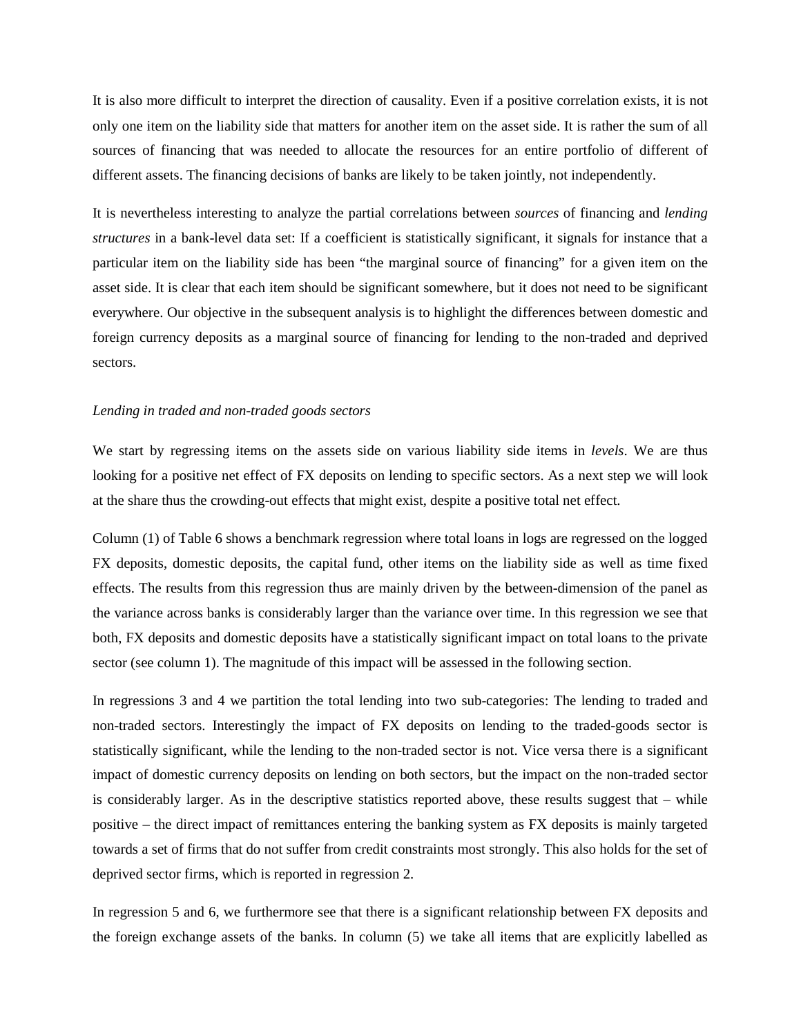It is also more difficult to interpret the direction of causality. Even if a positive correlation exists, it is not only one item on the liability side that matters for another item on the asset side. It is rather the sum of all sources of financing that was needed to allocate the resources for an entire portfolio of different of different assets. The financing decisions of banks are likely to be taken jointly, not independently.

It is nevertheless interesting to analyze the partial correlations between *sources* of financing and *lending structures* in a bank-level data set: If a coefficient is statistically significant, it signals for instance that a particular item on the liability side has been "the marginal source of financing" for a given item on the asset side. It is clear that each item should be significant somewhere, but it does not need to be significant everywhere. Our objective in the subsequent analysis is to highlight the differences between domestic and foreign currency deposits as a marginal source of financing for lending to the non-traded and deprived sectors.

*Lending in traded and non-traded goods sectors*

We start by regressing items on the assets side on various liability side items in *levels*. We are thus looking for a positive net effect of FX deposits on lending to specific sectors. As a next step we will look at the share thus the crowding-out effects that might exist, despite a positive total net effect.

Column (1) of Table 6 shows a benchmark regression where total loans in logs are regressed on the logged FX deposits, domestic deposits, the capital fund, other items on the liability side as well as time fixed effects. The results from this regression thus are mainly driven by the between-dimension of the panel as the variance across banks is considerably larger than the variance over time. In this regression we see that both, FX deposits and domestic deposits have a statistically significant impact on total loans to the private sector (see column 1). The magnitude of this impact will be assessed in the following section.

In regressions 3 and 4 we partition the total lending into two sub-categories: The lending to traded and non-traded sectors. Interestingly the impact of FX deposits on lending to the traded-goods sector is statistically significant, while the lending to the non-traded sector is not. Vice versa there is a significant impact of domestic currency deposits on lending on both sectors, but the impact on the non-traded sector is considerably larger. As in the descriptive statistics reported above, these results suggest that – while positive – the direct impact of remittances entering the banking system as FX deposits is mainly targeted towards a set of firms that do not suffer from credit constraints most strongly. This also holds for the set of deprived sector firms, which is reported in regression 2.

In regression 5 and 6, we furthermore see that there is a significant relationship between FX deposits and the foreign exchange assets of the banks. In column (5) we take all items that are explicitly labelled as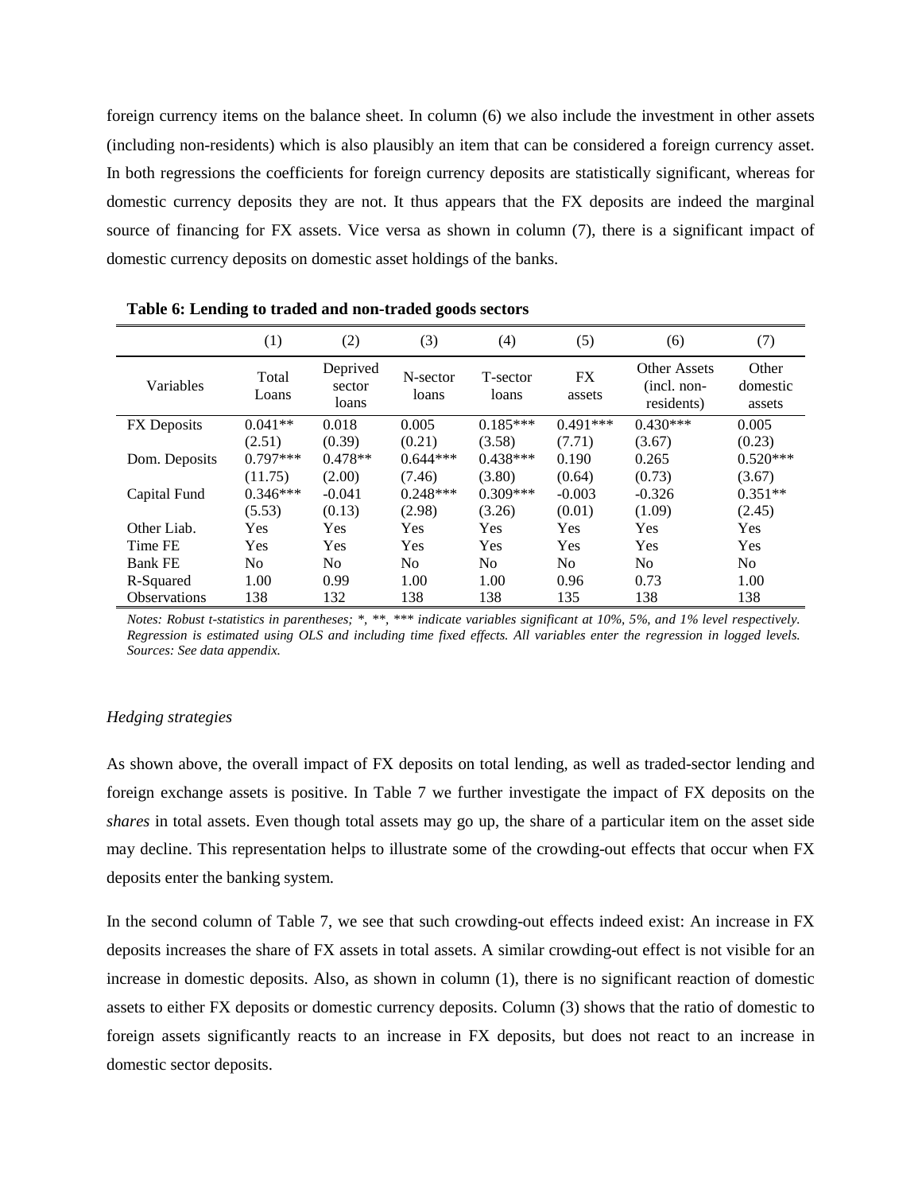foreign currency items on the balance sheet. In column (6) we also include the investment in other assets (including non-residents) which is also plausibly an item that can be considered a foreign currency asset. In both regressions the coefficients for foreign currency deposits are statistically significant, whereas for domestic currency deposits they are not. It thus appears that the FX deposits are indeed the marginal source of financing for FX assets. Vice versa as shown in column (7), there is a significant impact of domestic currency deposits on domestic asset holdings of the banks.

**Table 6: Lending to traded and non-traded goods sectors**

| | (1) | (2) | (3) | (4) | (5) | (6) | (7) |
|---|---|---|---|---|---|---|---|
| Variables | Total Loans | Deprived sector loans | N-sector loans | T-sector loans | FX assets | Other Assets (incl. non-residents) | Other domestic assets |
| FX Deposits | 0.041** | 0.018 | 0.005 | 0.185*** | 0.491*** | 0.430*** | 0.005 |
| | (2.51) | (0.39) | (0.21) | (3.58) | (7.71) | (3.67) | (0.23) |
| Dom. Deposits | 0.797*** | 0.478** | 0.644*** | 0.438*** | 0.190 | 0.265 | 0.520*** |
| | (11.75) | (2.00) | (7.46) | (3.80) | (0.64) | (0.73) | (3.67) |
| Capital Fund | 0.346*** | -0.041 | 0.248*** | 0.309*** | -0.003 | -0.326 | 0.351** |
| | (5.53) | (0.13) | (2.98) | (3.26) | (0.01) | (1.09) | (2.45) |
| Other Liab. | Yes | Yes | Yes | Yes | Yes | Yes | Yes |
| Time FE | Yes | Yes | Yes | Yes | Yes | Yes | Yes |
| Bank FE | No | No | No | No | No | No | No |
| R-Squared | 1.00 | 0.99 | 1.00 | 1.00 | 0.96 | 0.73 | 1.00 |
| Observations | 138 | 132 | 138 | 138 | 135 | 138 | 138 |

*Notes: Robust t-statistics in parentheses; *, **, *** indicate variables significant at 10%, 5%, and 1% level respectively. Regression is estimated using OLS and including time fixed effects. All variables enter the regression in logged levels. Sources: See data appendix.*

*Hedging strategies*

As shown above, the overall impact of FX deposits on total lending, as well as traded-sector lending and foreign exchange assets is positive. In Table 7 we further investigate the impact of FX deposits on the *shares* in total assets. Even though total assets may go up, the share of a particular item on the asset side may decline. This representation helps to illustrate some of the crowding-out effects that occur when FX deposits enter the banking system.

In the second column of Table 7, we see that such crowding-out effects indeed exist: An increase in FX deposits increases the share of FX assets in total assets. A similar crowding-out effect is not visible for an increase in domestic deposits. Also, as shown in column (1), there is no significant reaction of domestic assets to either FX deposits or domestic currency deposits. Column (3) shows that the ratio of domestic to foreign assets significantly reacts to an increase in FX deposits, but does not react to an increase in domestic sector deposits.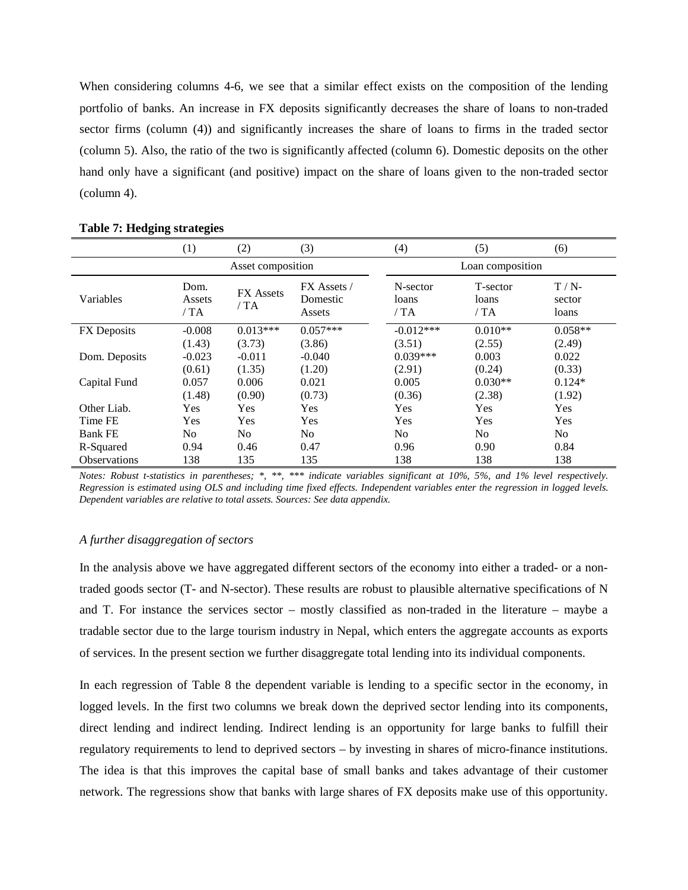When considering columns 4-6, we see that a similar effect exists on the composition of the lending portfolio of banks. An increase in FX deposits significantly decreases the share of loans to non-traded sector firms (column (4)) and significantly increases the share of loans to firms in the traded sector (column 5). Also, the ratio of the two is significantly affected (column 6). Domestic deposits on the other hand only have a significant (and positive) impact on the share of loans given to the non-traded sector (column 4).

**Table 7: Hedging strategies**

| | (1) | (2) | (3) | (4) | (5) | (6) |
|---|---|---|---|---|---|---|
| | Asset composition | | | Loan composition | | |
| Variables | Dom. Assets / TA | FX Assets / TA | FX Assets / Domestic Assets | N-sector loans / TA | T-sector loans / TA | T / N-sector loans |
| FX Deposits | -0.008 | 0.013*** | 0.057*** | -0.012*** | 0.010** | 0.058** |
| | (1.43) | (3.73) | (3.86) | (3.51) | (2.55) | (2.49) |
| Dom. Deposits | -0.023 | -0.011 | -0.040 | 0.039*** | 0.003 | 0.022 |
| | (0.61) | (1.35) | (1.20) | (2.91) | (0.24) | (0.33) |
| Capital Fund | 0.057 | 0.006 | 0.021 | 0.005 | 0.030** | 0.124* |
| | (1.48) | (0.90) | (0.73) | (0.36) | (2.38) | (1.92) |
| Other Liab. | Yes | Yes | Yes | Yes | Yes | Yes |
| Time FE | Yes | Yes | Yes | Yes | Yes | Yes |
| Bank FE | No | No | No | No | No | No |
| R-Squared | 0.94 | 0.46 | 0.47 | 0.96 | 0.90 | 0.84 |
| Observations | 138 | 135 | 135 | 138 | 138 | 138 |

*Notes: Robust t-statistics in parentheses; *, **, *** indicate variables significant at 10%, 5%, and 1% level respectively. Regression is estimated using OLS and including time fixed effects. Independent variables enter the regression in logged levels. Dependent variables are relative to total assets. Sources: See data appendix.*

*A further disaggregation of sectors*

In the analysis above we have aggregated different sectors of the economy into either a traded- or a non-traded goods sector (T- and N-sector). These results are robust to plausible alternative specifications of N and T. For instance the services sector – mostly classified as non-traded in the literature – maybe a tradable sector due to the large tourism industry in Nepal, which enters the aggregate accounts as exports of services. In the present section we further disaggregate total lending into its individual components.

In each regression of Table 8 the dependent variable is lending to a specific sector in the economy, in logged levels. In the first two columns we break down the deprived sector lending into its components, direct lending and indirect lending. Indirect lending is an opportunity for large banks to fulfill their regulatory requirements to lend to deprived sectors – by investing in shares of micro-finance institutions. The idea is that this improves the capital base of small banks and takes advantage of their customer network. The regressions show that banks with large shares of FX deposits make use of this opportunity.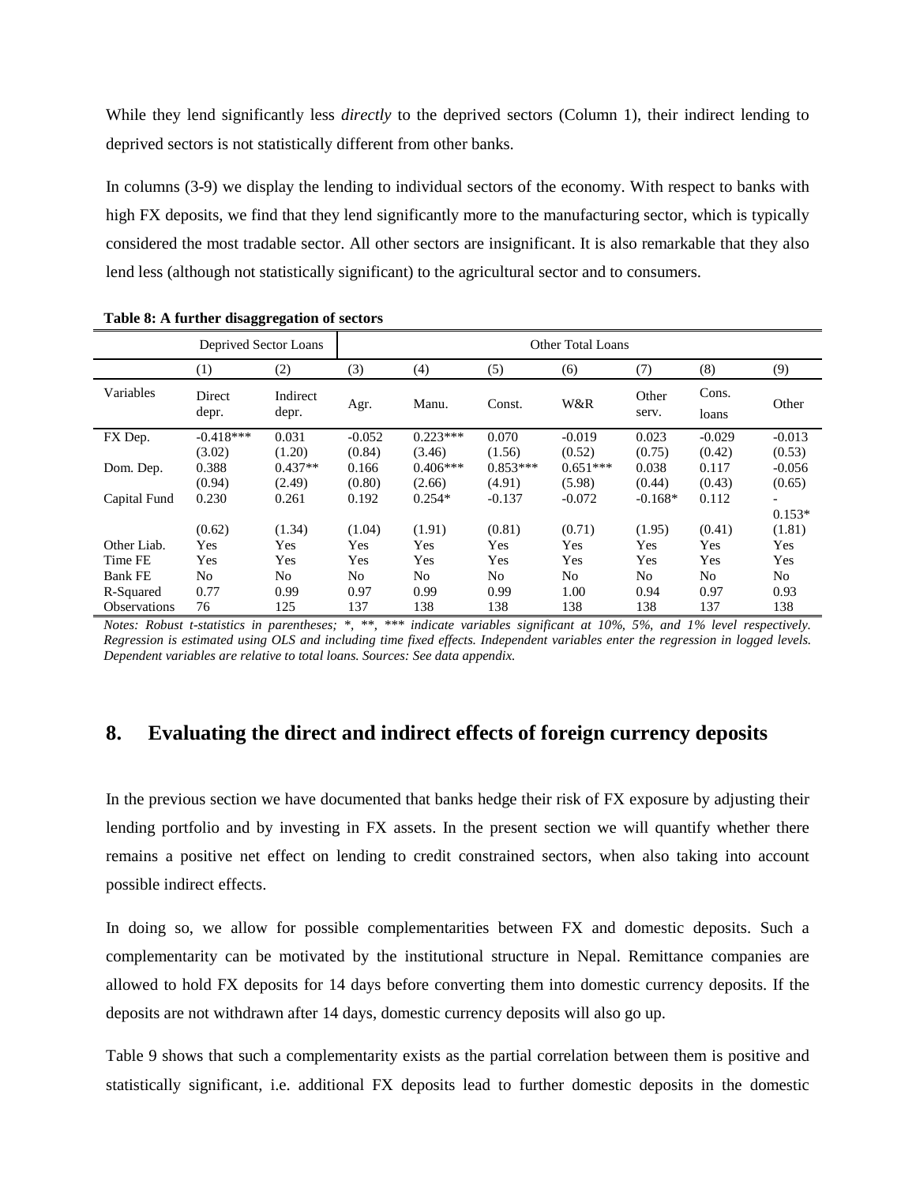While they lend significantly less *directly* to the deprived sectors (Column 1), their indirect lending to deprived sectors is not statistically different from other banks.

In columns (3-9) we display the lending to individual sectors of the economy. With respect to banks with high FX deposits, we find that they lend significantly more to the manufacturing sector, which is typically considered the most tradable sector. All other sectors are insignificant. It is also remarkable that they also lend less (although not statistically significant) to the agricultural sector and to consumers.

**Table 8: A further disaggregation of sectors**

| | Deprived Sector Loans | | Other Total Loans | | | | | | |
|---|---|---|---|---|---|---|---|---|---|
| | (1) | (2) | (3) | (4) | (5) | (6) | (7) | (8) | (9) |
| Variables | Direct depr. | Indirect depr. | Agr. | Manu. | Const. | W&R | Other serv. | Cons. loans | Other |
| FX Dep. | -0.418*** | 0.031 | -0.052 | 0.223*** | 0.070 | -0.019 | 0.023 | -0.029 | -0.013 |
| | (3.02) | (1.20) | (0.84) | (3.46) | (1.56) | (0.52) | (0.75) | (0.42) | (0.53) |
| Dom. Dep. | 0.388 | 0.437** | 0.166 | 0.406*** | 0.853*** | 0.651*** | 0.038 | 0.117 | -0.056 |
| | (0.94) | (2.49) | (0.80) | (2.66) | (4.91) | (5.98) | (0.44) | (0.43) | (0.65) |
| Capital Fund | 0.230 | 0.261 | 0.192 | 0.254* | -0.137 | -0.072 | -0.168* | 0.112 | -0.153* |
| | (0.62) | (1.34) | (1.04) | (1.91) | (0.81) | (0.71) | (1.95) | (0.41) | (1.81) |
| Other Liab. | Yes | Yes | Yes | Yes | Yes | Yes | Yes | Yes | Yes |
| Time FE | Yes | Yes | Yes | Yes | Yes | Yes | Yes | Yes | Yes |
| Bank FE | No | No | No | No | No | No | No | No | No |
| R-Squared | 0.77 | 0.99 | 0.97 | 0.99 | 0.99 | 1.00 | 0.94 | 0.97 | 0.93 |
| Observations | 76 | 125 | 137 | 138 | 138 | 138 | 138 | 137 | 138 |

*Notes: Robust t-statistics in parentheses; *, **, *** indicate variables significant at 10%, 5%, and 1% level respectively. Regression is estimated using OLS and including time fixed effects. Independent variables enter the regression in logged levels. Dependent variables are relative to total loans. Sources: See data appendix.*

## 8. Evaluating the direct and indirect effects of foreign currency deposits

In the previous section we have documented that banks hedge their risk of FX exposure by adjusting their lending portfolio and by investing in FX assets. In the present section we will quantify whether there remains a positive net effect on lending to credit constrained sectors, when also taking into account possible indirect effects.

In doing so, we allow for possible complementarities between FX and domestic deposits. Such a complementarity can be motivated by the institutional structure in Nepal. Remittance companies are allowed to hold FX deposits for 14 days before converting them into domestic currency deposits. If the deposits are not withdrawn after 14 days, domestic currency deposits will also go up.

Table 9 shows that such a complementarity exists as the partial correlation between them is positive and statistically significant, i.e. additional FX deposits lead to further domestic deposits in the domestic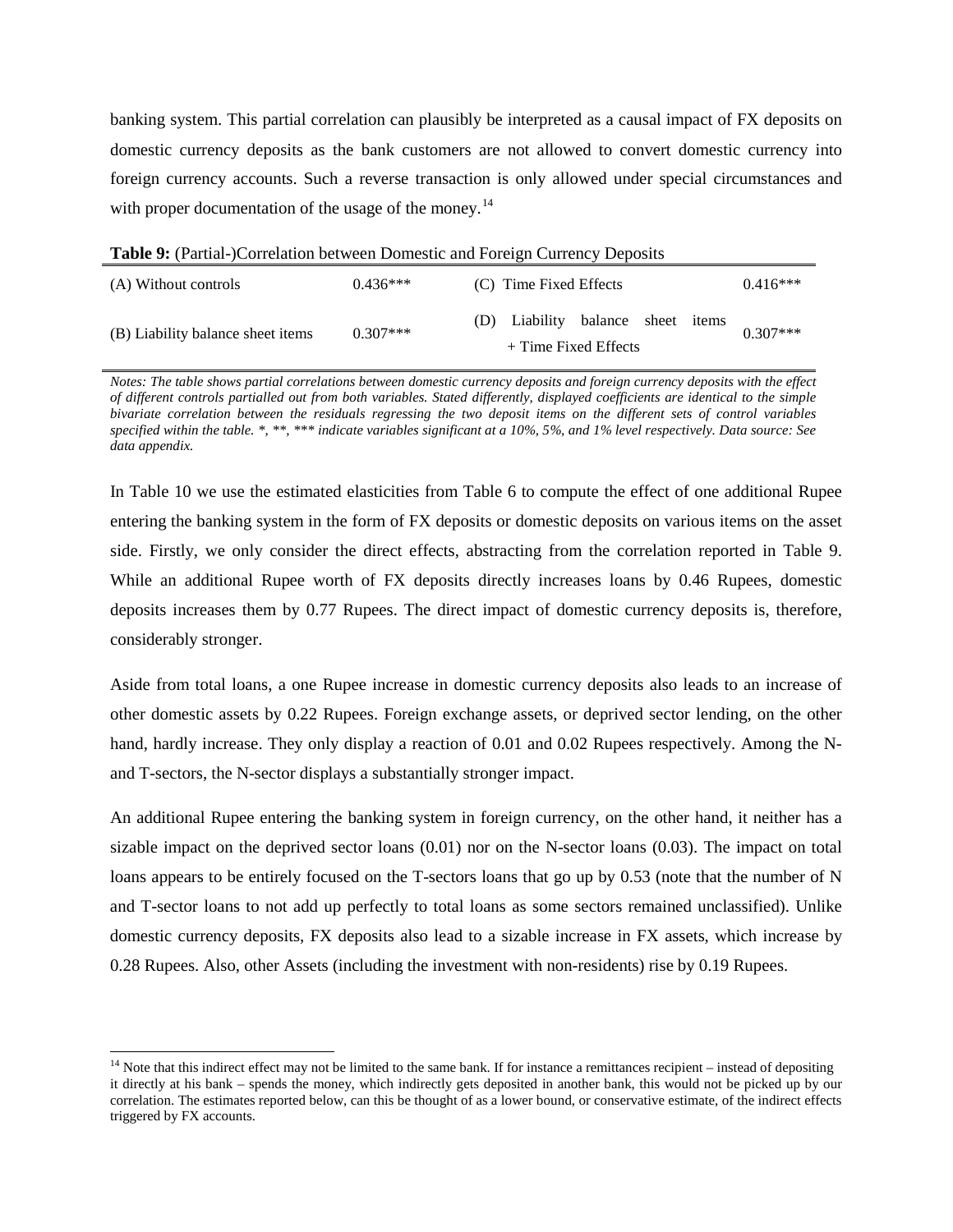banking system. This partial correlation can plausibly be interpreted as a causal impact of FX deposits on domestic currency deposits as the bank customers are not allowed to convert domestic currency into foreign currency accounts. Such a reverse transaction is only allowed under special circumstances and with proper documentation of the usage of the money.[14]

**Table 9:** (Partial-)Correlation between Domestic and Foreign Currency Deposits

| | | | |
|---|---|---|---|
| (A) Without controls | 0.436*** | (C) Time Fixed Effects | 0.416*** |
| (B) Liability balance sheet items | 0.307*** | (D) Liability balance sheet items + Time Fixed Effects | 0.307*** |

*Notes: The table shows partial correlations between domestic currency deposits and foreign currency deposits with the effect of different controls partialled out from both variables. Stated differently, displayed coefficients are identical to the simple bivariate correlation between the residuals regressing the two deposit items on the different sets of control variables specified within the table. *, **, *** indicate variables significant at a 10%, 5%, and 1% level respectively. Data source: See data appendix.*

In Table 10 we use the estimated elasticities from Table 6 to compute the effect of one additional Rupee entering the banking system in the form of FX deposits or domestic deposits on various items on the asset side. Firstly, we only consider the direct effects, abstracting from the correlation reported in Table 9. While an additional Rupee worth of FX deposits directly increases loans by 0.46 Rupees, domestic deposits increases them by 0.77 Rupees. The direct impact of domestic currency deposits is, therefore, considerably stronger.

Aside from total loans, a one Rupee increase in domestic currency deposits also leads to an increase of other domestic assets by 0.22 Rupees. Foreign exchange assets, or deprived sector lending, on the other hand, hardly increase. They only display a reaction of 0.01 and 0.02 Rupees respectively. Among the N- and T-sectors, the N-sector displays a substantially stronger impact.

An additional Rupee entering the banking system in foreign currency, on the other hand, it neither has a sizable impact on the deprived sector loans (0.01) nor on the N-sector loans (0.03). The impact on total loans appears to be entirely focused on the T-sectors loans that go up by 0.53 (note that the number of N and T-sector loans to not add up perfectly to total loans as some sectors remained unclassified). Unlike domestic currency deposits, FX deposits also lead to a sizable increase in FX assets, which increase by 0.28 Rupees. Also, other Assets (including the investment with non-residents) rise by 0.19 Rupees.

[14] Note that this indirect effect may not be limited to the same bank. If for instance a remittances recipient – instead of depositing it directly at his bank – spends the money, which indirectly gets deposited in another bank, this would not be picked up by our correlation. The estimates reported below, can this be thought of as a lower bound, or conservative estimate, of the indirect effects triggered by FX accounts.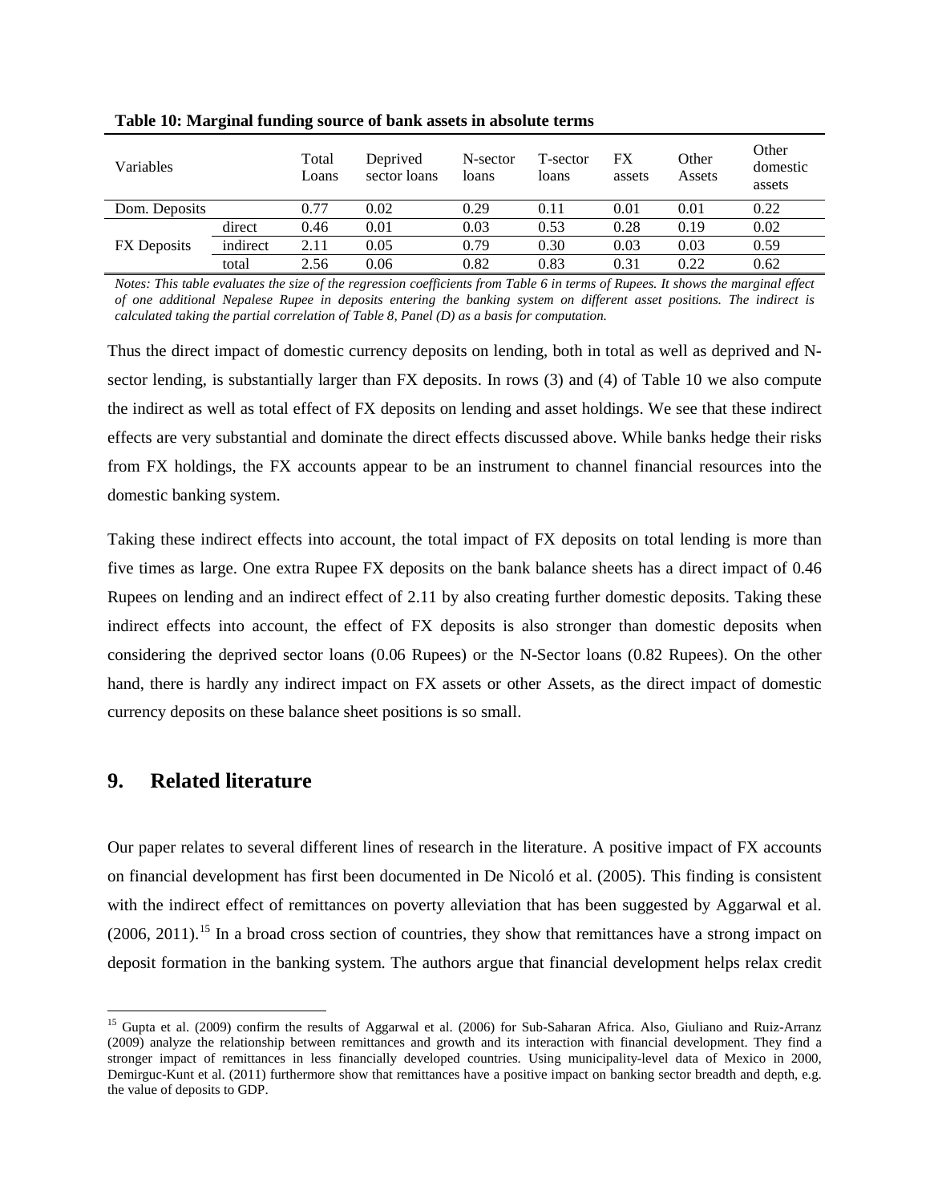**Table 10: Marginal funding source of bank assets in absolute terms**

| Variables | | Total Loans | Deprived sector loans | N-sector loans | T-sector loans | FX assets | Other Assets | Other domestic assets |
|---|---|---|---|---|---|---|---|---|
| Dom. Deposits | | 0.77 | 0.02 | 0.29 | 0.11 | 0.01 | 0.01 | 0.22 |
| FX Deposits | direct | 0.46 | 0.01 | 0.03 | 0.53 | 0.28 | 0.19 | 0.02 |
| | indirect | 2.11 | 0.05 | 0.79 | 0.30 | 0.03 | 0.03 | 0.59 |
| | total | 2.56 | 0.06 | 0.82 | 0.83 | 0.31 | 0.22 | 0.62 |

*Notes: This table evaluates the size of the regression coefficients from Table 6 in terms of Rupees. It shows the marginal effect of one additional Nepalese Rupee in deposits entering the banking system on different asset positions. The indirect is calculated taking the partial correlation of Table 8, Panel (D) as a basis for computation.*

Thus the direct impact of domestic currency deposits on lending, both in total as well as deprived and N-sector lending, is substantially larger than FX deposits. In rows (3) and (4) of Table 10 we also compute the indirect as well as total effect of FX deposits on lending and asset holdings. We see that these indirect effects are very substantial and dominate the direct effects discussed above. While banks hedge their risks from FX holdings, the FX accounts appear to be an instrument to channel financial resources into the domestic banking system.

Taking these indirect effects into account, the total impact of FX deposits on total lending is more than five times as large. One extra Rupee FX deposits on the bank balance sheets has a direct impact of 0.46 Rupees on lending and an indirect effect of 2.11 by also creating further domestic deposits. Taking these indirect effects into account, the effect of FX deposits is also stronger than domestic deposits when considering the deprived sector loans (0.06 Rupees) or the N-Sector loans (0.82 Rupees). On the other hand, there is hardly any indirect impact on FX assets or other Assets, as the direct impact of domestic currency deposits on these balance sheet positions is so small.

## 9. Related literature

Our paper relates to several different lines of research in the literature. A positive impact of FX accounts on financial development has first been documented in De Nicoló et al. (2005). This finding is consistent with the indirect effect of remittances on poverty alleviation that has been suggested by Aggarwal et al. (2006, 2011).[15] In a broad cross section of countries, they show that remittances have a strong impact on deposit formation in the banking system. The authors argue that financial development helps relax credit

[15] Gupta et al. (2009) confirm the results of Aggarwal et al. (2006) for Sub-Saharan Africa. Also, Giuliano and Ruiz-Arranz (2009) analyze the relationship between remittances and growth and its interaction with financial development. They find a stronger impact of remittances in less financially developed countries. Using municipality-level data of Mexico in 2000, Demirguc-Kunt et al. (2011) furthermore show that remittances have a positive impact on banking sector breadth and depth, e.g. the value of deposits to GDP.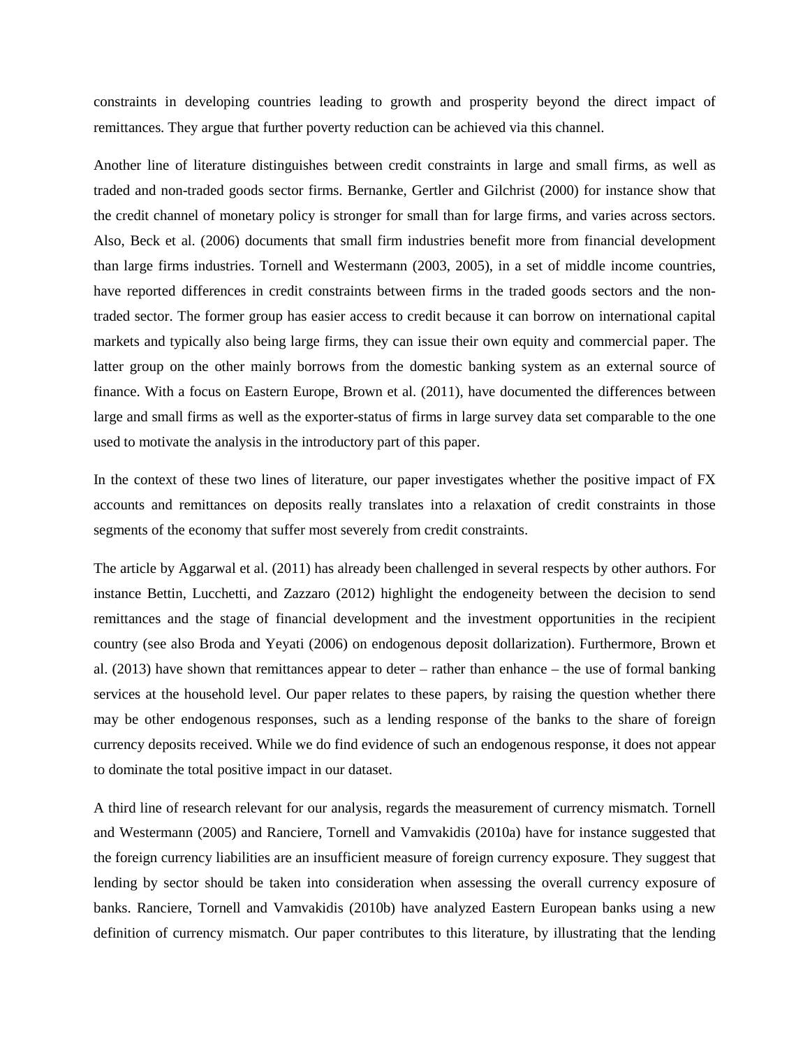constraints in developing countries leading to growth and prosperity beyond the direct impact of remittances. They argue that further poverty reduction can be achieved via this channel.

Another line of literature distinguishes between credit constraints in large and small firms, as well as traded and non-traded goods sector firms. Bernanke, Gertler and Gilchrist (2000) for instance show that the credit channel of monetary policy is stronger for small than for large firms, and varies across sectors. Also, Beck et al. (2006) documents that small firm industries benefit more from financial development than large firms industries. Tornell and Westermann (2003, 2005), in a set of middle income countries, have reported differences in credit constraints between firms in the traded goods sectors and the non-traded sector. The former group has easier access to credit because it can borrow on international capital markets and typically also being large firms, they can issue their own equity and commercial paper. The latter group on the other mainly borrows from the domestic banking system as an external source of finance. With a focus on Eastern Europe, Brown et al. (2011), have documented the differences between large and small firms as well as the exporter-status of firms in large survey data set comparable to the one used to motivate the analysis in the introductory part of this paper.

In the context of these two lines of literature, our paper investigates whether the positive impact of FX accounts and remittances on deposits really translates into a relaxation of credit constraints in those segments of the economy that suffer most severely from credit constraints.

The article by Aggarwal et al. (2011) has already been challenged in several respects by other authors. For instance Bettin, Lucchetti, and Zazzaro (2012) highlight the endogeneity between the decision to send remittances and the stage of financial development and the investment opportunities in the recipient country (see also Broda and Yeyati (2006) on endogenous deposit dollarization). Furthermore, Brown et al. (2013) have shown that remittances appear to deter – rather than enhance – the use of formal banking services at the household level. Our paper relates to these papers, by raising the question whether there may be other endogenous responses, such as a lending response of the banks to the share of foreign currency deposits received. While we do find evidence of such an endogenous response, it does not appear to dominate the total positive impact in our dataset.

A third line of research relevant for our analysis, regards the measurement of currency mismatch. Tornell and Westermann (2005) and Ranciere, Tornell and Vamvakidis (2010a) have for instance suggested that the foreign currency liabilities are an insufficient measure of foreign currency exposure. They suggest that lending by sector should be taken into consideration when assessing the overall currency exposure of banks. Ranciere, Tornell and Vamvakidis (2010b) have analyzed Eastern European banks using a new definition of currency mismatch. Our paper contributes to this literature, by illustrating that the lending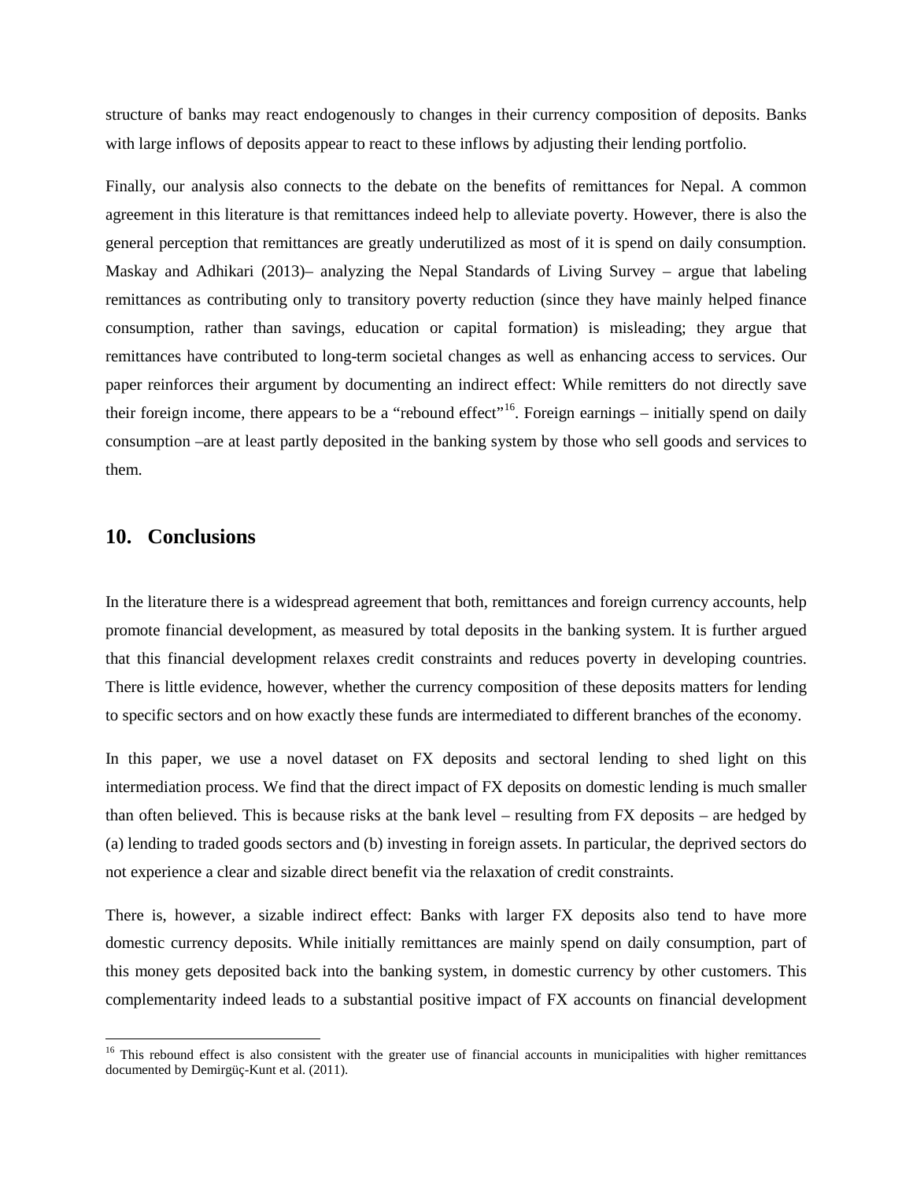structure of banks may react endogenously to changes in their currency composition of deposits. Banks with large inflows of deposits appear to react to these inflows by adjusting their lending portfolio.

Finally, our analysis also connects to the debate on the benefits of remittances for Nepal. A common agreement in this literature is that remittances indeed help to alleviate poverty. However, there is also the general perception that remittances are greatly underutilized as most of it is spend on daily consumption. Maskay and Adhikari (2013)– analyzing the Nepal Standards of Living Survey – argue that labeling remittances as contributing only to transitory poverty reduction (since they have mainly helped finance consumption, rather than savings, education or capital formation) is misleading; they argue that remittances have contributed to long-term societal changes as well as enhancing access to services. Our paper reinforces their argument by documenting an indirect effect: While remitters do not directly save their foreign income, there appears to be a "rebound effect"[16]. Foreign earnings – initially spend on daily consumption –are at least partly deposited in the banking system by those who sell goods and services to them.

## 10. Conclusions

In the literature there is a widespread agreement that both, remittances and foreign currency accounts, help promote financial development, as measured by total deposits in the banking system. It is further argued that this financial development relaxes credit constraints and reduces poverty in developing countries. There is little evidence, however, whether the currency composition of these deposits matters for lending to specific sectors and on how exactly these funds are intermediated to different branches of the economy.

In this paper, we use a novel dataset on FX deposits and sectoral lending to shed light on this intermediation process. We find that the direct impact of FX deposits on domestic lending is much smaller than often believed. This is because risks at the bank level – resulting from FX deposits – are hedged by (a) lending to traded goods sectors and (b) investing in foreign assets. In particular, the deprived sectors do not experience a clear and sizable direct benefit via the relaxation of credit constraints.

There is, however, a sizable indirect effect: Banks with larger FX deposits also tend to have more domestic currency deposits. While initially remittances are mainly spend on daily consumption, part of this money gets deposited back into the banking system, in domestic currency by other customers. This complementarity indeed leads to a substantial positive impact of FX accounts on financial development

[16] This rebound effect is also consistent with the greater use of financial accounts in municipalities with higher remittances documented by Demirgüç-Kunt et al. (2011).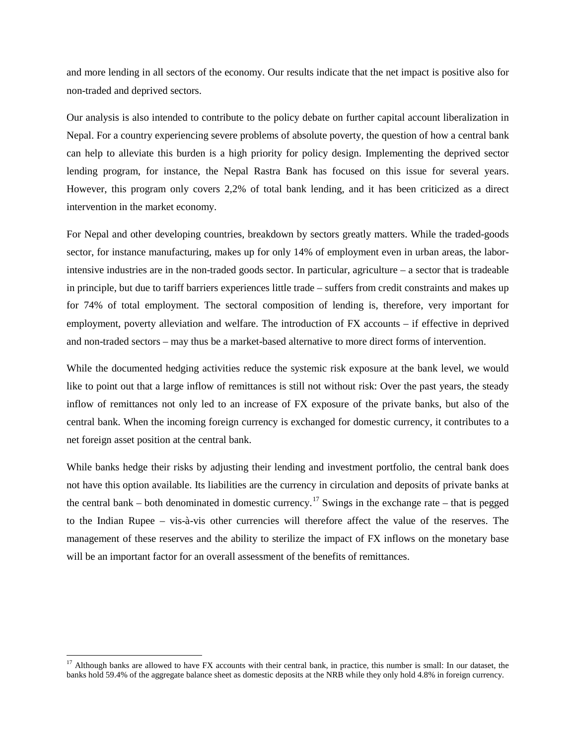and more lending in all sectors of the economy. Our results indicate that the net impact is positive also for non-traded and deprived sectors.

Our analysis is also intended to contribute to the policy debate on further capital account liberalization in Nepal. For a country experiencing severe problems of absolute poverty, the question of how a central bank can help to alleviate this burden is a high priority for policy design. Implementing the deprived sector lending program, for instance, the Nepal Rastra Bank has focused on this issue for several years. However, this program only covers 2,2% of total bank lending, and it has been criticized as a direct intervention in the market economy.

For Nepal and other developing countries, breakdown by sectors greatly matters. While the traded-goods sector, for instance manufacturing, makes up for only 14% of employment even in urban areas, the labor-intensive industries are in the non-traded goods sector. In particular, agriculture – a sector that is tradeable in principle, but due to tariff barriers experiences little trade – suffers from credit constraints and makes up for 74% of total employment. The sectoral composition of lending is, therefore, very important for employment, poverty alleviation and welfare. The introduction of FX accounts – if effective in deprived and non-traded sectors – may thus be a market-based alternative to more direct forms of intervention.

While the documented hedging activities reduce the systemic risk exposure at the bank level, we would like to point out that a large inflow of remittances is still not without risk: Over the past years, the steady inflow of remittances not only led to an increase of FX exposure of the private banks, but also of the central bank. When the incoming foreign currency is exchanged for domestic currency, it contributes to a net foreign asset position at the central bank.

While banks hedge their risks by adjusting their lending and investment portfolio, the central bank does not have this option available. Its liabilities are the currency in circulation and deposits of private banks at the central bank – both denominated in domestic currency.[17] Swings in the exchange rate – that is pegged to the Indian Rupee – vis-à-vis other currencies will therefore affect the value of the reserves. The management of these reserves and the ability to sterilize the impact of FX inflows on the monetary base will be an important factor for an overall assessment of the benefits of remittances.

[17] Although banks are allowed to have FX accounts with their central bank, in practice, this number is small: In our dataset, the banks hold 59.4% of the aggregate balance sheet as domestic deposits at the NRB while they only hold 4.8% in foreign currency.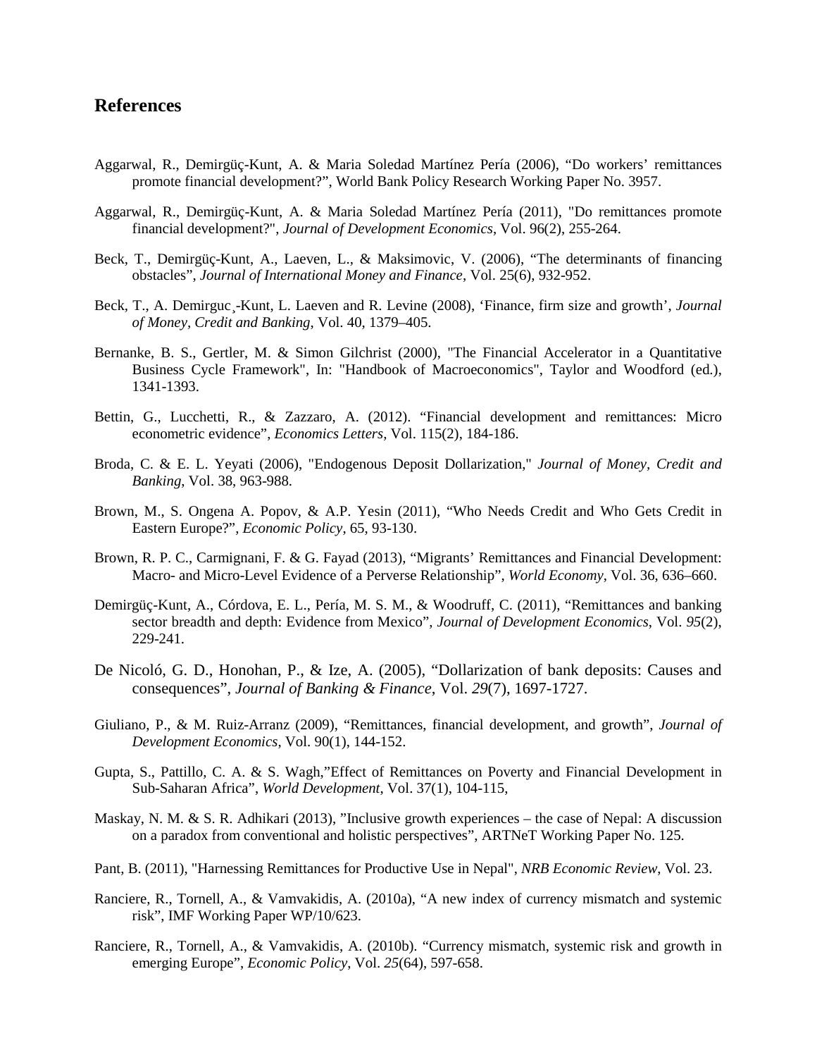## References

Aggarwal, R., Demirgüç-Kunt, A. & Maria Soledad Martínez Pería (2006), “Do workers’ remittances promote financial development?”, World Bank Policy Research Working Paper No. 3957.

Aggarwal, R., Demirgüç-Kunt, A. & Maria Soledad Martínez Pería (2011), "Do remittances promote financial development?", *Journal of Development Economics*, Vol. 96(2), 255-264.

Beck, T., Demirgüç-Kunt, A., Laeven, L., & Maksimovic, V. (2006), “The determinants of financing obstacles”, *Journal of International Money and Finance*, Vol. 25(6), 932-952.

Beck, T., A. Demirguc¸-Kunt, L. Laeven and R. Levine (2008), ‘Finance, firm size and growth’, *Journal of Money, Credit and Banking*, Vol. 40, 1379–405.

Bernanke, B. S., Gertler, M. & Simon Gilchrist (2000), "The Financial Accelerator in a Quantitative Business Cycle Framework", In: "Handbook of Macroeconomics", Taylor and Woodford (ed.), 1341-1393.

Bettin, G., Lucchetti, R., & Zazzaro, A. (2012). “Financial development and remittances: Micro econometric evidence”, *Economics Letters*, Vol. 115(2), 184-186.

Broda, C. & E. L. Yeyati (2006), "Endogenous Deposit Dollarization," *Journal of Money, Credit and Banking*, Vol. 38, 963-988.

Brown, M., S. Ongena A. Popov, & A.P. Yesin (2011), “Who Needs Credit and Who Gets Credit in Eastern Europe?”, *Economic Policy*, 65, 93-130.

Brown, R. P. C., Carmignani, F. & G. Fayad (2013), “Migrants’ Remittances and Financial Development: Macro- and Micro-Level Evidence of a Perverse Relationship”, *World Economy*, Vol. 36, 636–660.

Demirgüç-Kunt, A., Córdova, E. L., Pería, M. S. M., & Woodruff, C. (2011), “Remittances and banking sector breadth and depth: Evidence from Mexico”, *Journal of Development Economics*, Vol. *95*(2), 229-241.

De Nicoló, G. D., Honohan, P., & Ize, A. (2005), “Dollarization of bank deposits: Causes and consequences”, *Journal of Banking & Finance*, Vol. *29*(7), 1697-1727.

Giuliano, P., & M. Ruiz-Arranz (2009), “Remittances, financial development, and growth”, *Journal of Development Economics*, Vol. 90(1), 144-152.

Gupta, S., Pattillo, C. A. & S. Wagh,”Effect of Remittances on Poverty and Financial Development in Sub-Saharan Africa”, *World Development*, Vol. 37(1), 104-115,

Maskay, N. M. & S. R. Adhikari (2013), ”Inclusive growth experiences – the case of Nepal: A discussion on a paradox from conventional and holistic perspectives”, ARTNeT Working Paper No. 125.

Pant, B. (2011), "Harnessing Remittances for Productive Use in Nepal", *NRB Economic Review*, Vol. 23.

Ranciere, R., Tornell, A., & Vamvakidis, A. (2010a), “A new index of currency mismatch and systemic risk”, IMF Working Paper WP/10/623.

Ranciere, R., Tornell, A., & Vamvakidis, A. (2010b). “Currency mismatch, systemic risk and growth in emerging Europe”, *Economic Policy*, Vol. *25*(64), 597-658.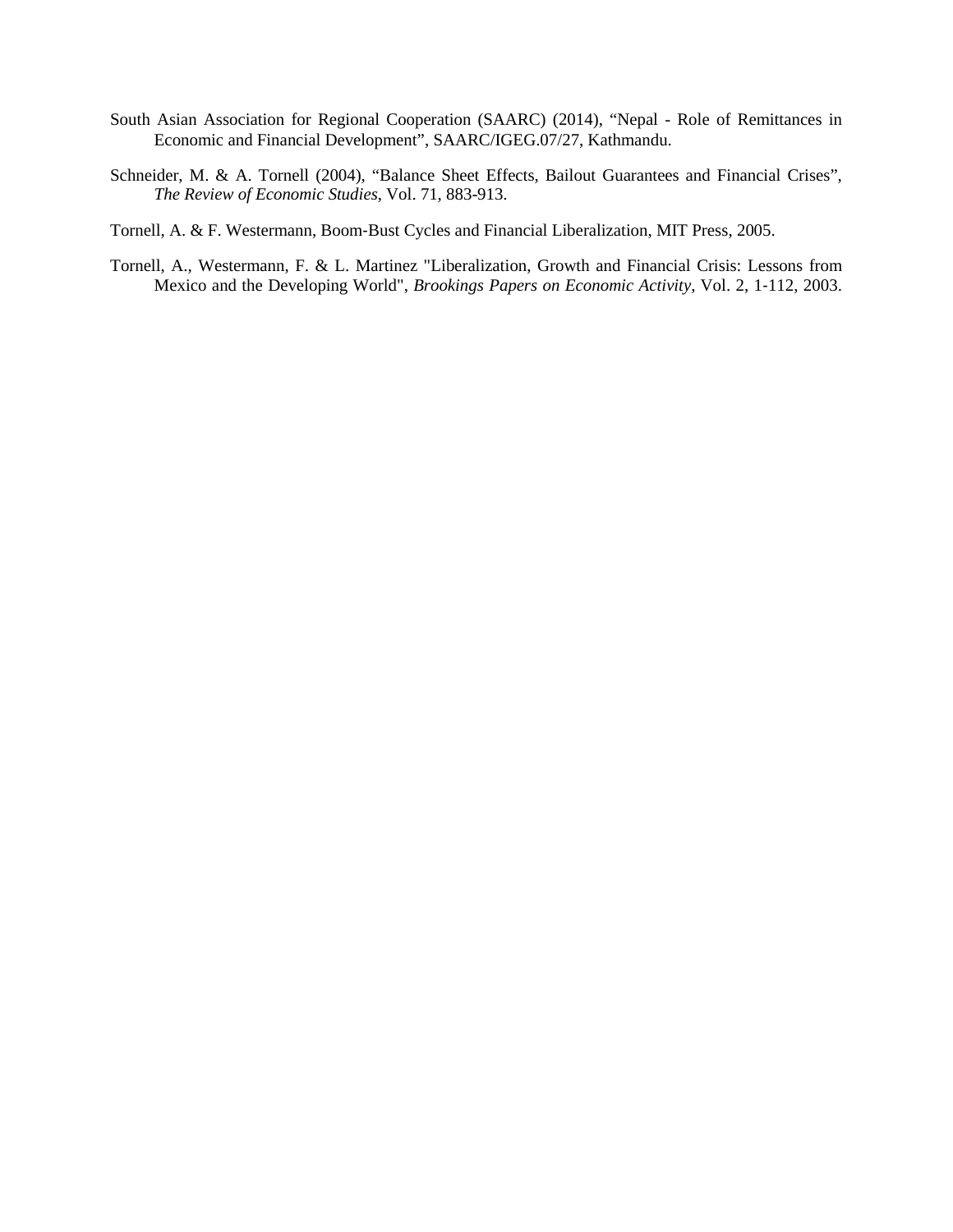South Asian Association for Regional Cooperation (SAARC) (2014), “Nepal - Role of Remittances in Economic and Financial Development”, SAARC/IGEG.07/27, Kathmandu.

Schneider, M. & A. Tornell (2004), “Balance Sheet Effects, Bailout Guarantees and Financial Crises”, *The Review of Economic Studies*, Vol. 71, 883-913.

Tornell, A. & F. Westermann, Boom-Bust Cycles and Financial Liberalization, MIT Press, 2005.

Tornell, A., Westermann, F. & L. Martinez "Liberalization, Growth and Financial Crisis: Lessons from Mexico and the Developing World", *Brookings Papers on Economic Activity*, Vol. 2, 1-112, 2003.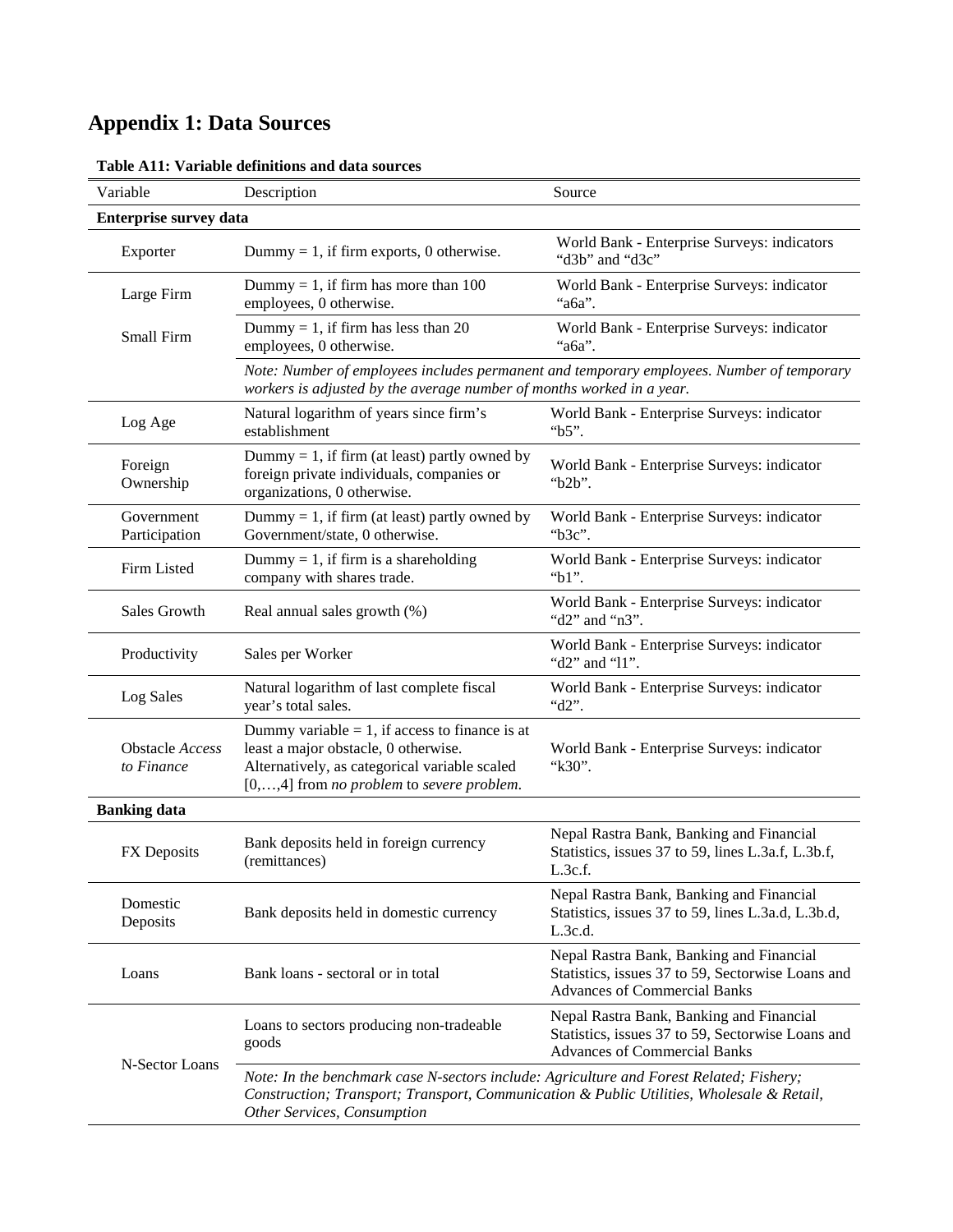# Appendix 1: Data Sources

**Table A11: Variable definitions and data sources**

| Variable | Description | Source |
|---|---|---|
| **Enterprise survey data** | | |
| Exporter | Dummy = 1, if firm exports, 0 otherwise. | World Bank - Enterprise Surveys: indicators "d3b" and "d3c" |
| Large Firm | Dummy = 1, if firm has more than 100 employees, 0 otherwise. | World Bank - Enterprise Surveys: indicator "a6a". |
| Small Firm | Dummy = 1, if firm has less than 20 employees, 0 otherwise. | World Bank - Enterprise Surveys: indicator "a6a". |
| | *Note: Number of employees includes permanent and temporary employees. Number of temporary workers is adjusted by the average number of months worked in a year.* | |
| Log Age | Natural logarithm of years since firm's establishment | World Bank - Enterprise Surveys: indicator "b5". |
| Foreign Ownership | Dummy = 1, if firm (at least) partly owned by foreign private individuals, companies or organizations, 0 otherwise. | World Bank - Enterprise Surveys: indicator "b2b". |
| Government Participation | Dummy = 1, if firm (at least) partly owned by Government/state, 0 otherwise. | World Bank - Enterprise Surveys: indicator "b3c". |
| Firm Listed | Dummy = 1, if firm is a shareholding company with shares trade. | World Bank - Enterprise Surveys: indicator "b1". |
| Sales Growth | Real annual sales growth (%) | World Bank - Enterprise Surveys: indicator "d2" and "n3". |
| Productivity | Sales per Worker | World Bank - Enterprise Surveys: indicator "d2" and "l1". |
| Log Sales | Natural logarithm of last complete fiscal year's total sales. | World Bank - Enterprise Surveys: indicator "d2". |
| Obstacle *Access to Finance* | Dummy variable = 1, if access to finance is at least a major obstacle, 0 otherwise. Alternatively, as categorical variable scaled [0,…,4] from *no problem* to *severe problem*. | World Bank - Enterprise Surveys: indicator "k30". |
| **Banking data** | | |
| FX Deposits | Bank deposits held in foreign currency (remittances) | Nepal Rastra Bank, Banking and Financial Statistics, issues 37 to 59, lines L.3a.f, L.3b.f, L.3c.f. |
| Domestic Deposits | Bank deposits held in domestic currency | Nepal Rastra Bank, Banking and Financial Statistics, issues 37 to 59, lines L.3a.d, L.3b.d, L.3c.d. |
| Loans | Bank loans - sectoral or in total | Nepal Rastra Bank, Banking and Financial Statistics, issues 37 to 59, Sectorwise Loans and Advances of Commercial Banks |
| N-Sector Loans | Loans to sectors producing non-tradeable goods | Nepal Rastra Bank, Banking and Financial Statistics, issues 37 to 59, Sectorwise Loans and Advances of Commercial Banks |
| | *Note: In the benchmark case N-sectors include: Agriculture and Forest Related; Fishery; Construction; Transport; Transport, Communication & Public Utilities, Wholesale & Retail, Other Services, Consumption* | |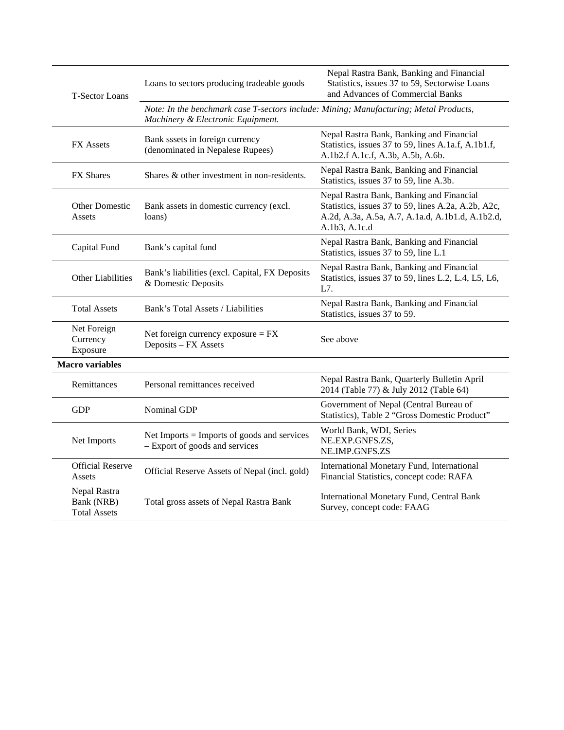| | | |
|---|---|---|
| T-Sector Loans | Loans to sectors producing tradeable goods | Nepal Rastra Bank, Banking and Financial Statistics, issues 37 to 59, Sectorwise Loans and Advances of Commercial Banks |
| | *Note: In the benchmark case T-sectors include: Mining; Manufacturing; Metal Products, Machinery & Electronic Equipment.* | |
| FX Assets | Bank sssets in foreign currency (denominated in Nepalese Rupees) | Nepal Rastra Bank, Banking and Financial Statistics, issues 37 to 59, lines A.1a.f, A.1b1.f, A.1b2.f A.1c.f, A.3b, A.5b, A.6b. |
| FX Shares | Shares & other investment in non-residents. | Nepal Rastra Bank, Banking and Financial Statistics, issues 37 to 59, line A.3b. |
| Other Domestic Assets | Bank assets in domestic currency (excl. loans) | Nepal Rastra Bank, Banking and Financial Statistics, issues 37 to 59, lines A.2a, A.2b, A2c, A.2d, A.3a, A.5a, A.7, A.1a.d, A.1b1.d, A.1b2.d, A.1b3, A.1c.d |
| Capital Fund | Bank's capital fund | Nepal Rastra Bank, Banking and Financial Statistics, issues 37 to 59, line L.1 |
| Other Liabilities | Bank's liabilities (excl. Capital, FX Deposits & Domestic Deposits | Nepal Rastra Bank, Banking and Financial Statistics, issues 37 to 59, lines L.2, L.4, L5, L6, L7. |
| Total Assets | Bank's Total Assets / Liabilities | Nepal Rastra Bank, Banking and Financial Statistics, issues 37 to 59. |
| Net Foreign Currency Exposure | Net foreign currency exposure = FX Deposits – FX Assets | See above |
| **Macro variables** | | |
| Remittances | Personal remittances received | Nepal Rastra Bank, Quarterly Bulletin April 2014 (Table 77) & July 2012 (Table 64) |
| GDP | Nominal GDP | Government of Nepal (Central Bureau of Statistics), Table 2 "Gross Domestic Product" |
| Net Imports | Net Imports = Imports of goods and services – Export of goods and services | World Bank, WDI, Series NE.EXP.GNFS.ZS, NE.IMP.GNFS.ZS |
| Official Reserve Assets | Official Reserve Assets of Nepal (incl. gold) | International Monetary Fund, International Financial Statistics, concept code: RAFA |
| Nepal Rastra Bank (NRB) Total Assets | Total gross assets of Nepal Rastra Bank | International Monetary Fund, Central Bank Survey, concept code: FAAG |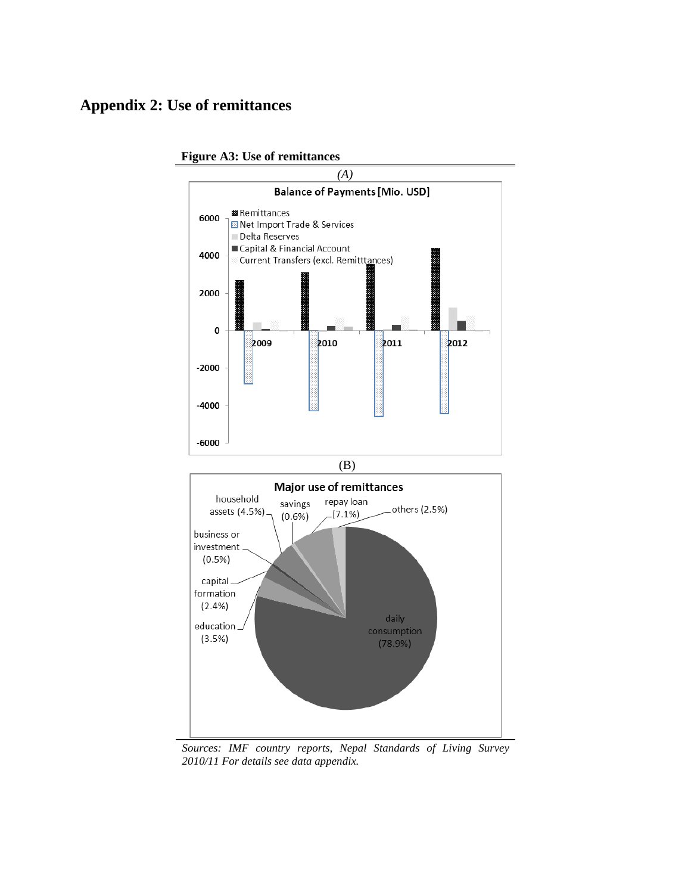# Appendix 2: Use of remittances

**Figure A3: Use of remittances**

*(A)*

(B)

*Sources: IMF country reports, Nepal Standards of Living Survey 2010/11 For details see data appendix.*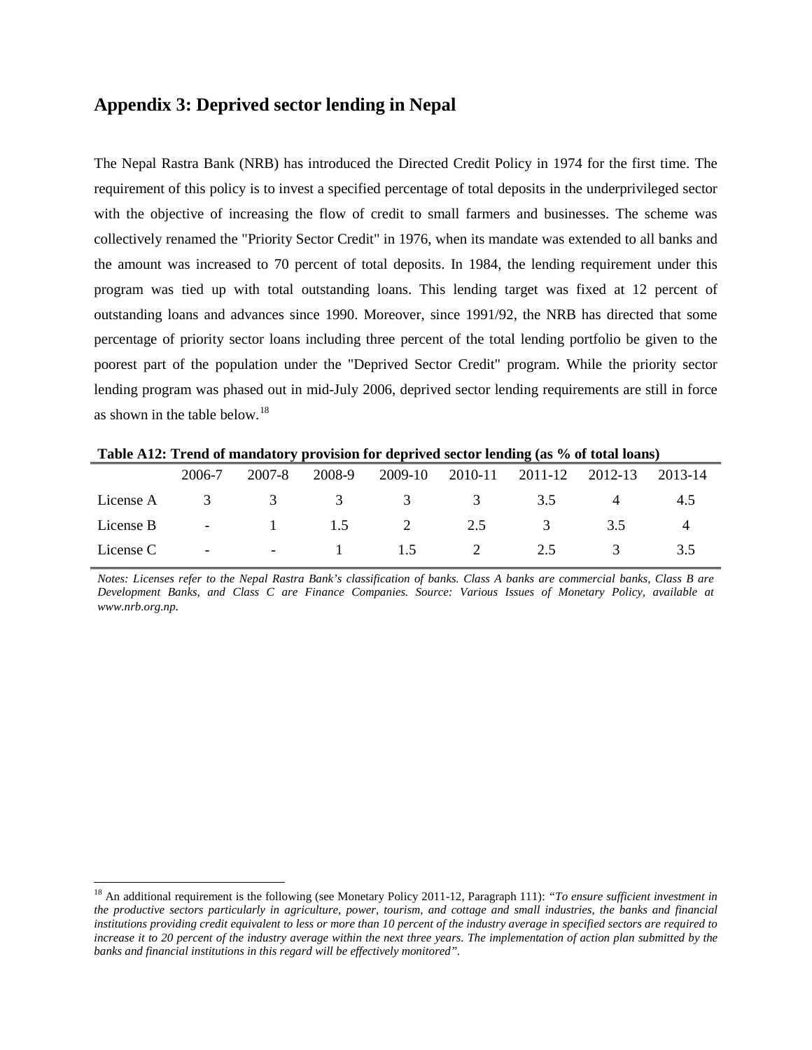## Appendix 3: Deprived sector lending in Nepal

The Nepal Rastra Bank (NRB) has introduced the Directed Credit Policy in 1974 for the first time. The requirement of this policy is to invest a specified percentage of total deposits in the underprivileged sector with the objective of increasing the flow of credit to small farmers and businesses. The scheme was collectively renamed the "Priority Sector Credit" in 1976, when its mandate was extended to all banks and the amount was increased to 70 percent of total deposits. In 1984, the lending requirement under this program was tied up with total outstanding loans. This lending target was fixed at 12 percent of outstanding loans and advances since 1990. Moreover, since 1991/92, the NRB has directed that some percentage of priority sector loans including three percent of the total lending portfolio be given to the poorest part of the population under the "Deprived Sector Credit" program. While the priority sector lending program was phased out in mid-July 2006, deprived sector lending requirements are still in force as shown in the table below.[18]

**Table A12: Trend of mandatory provision for deprived sector lending (as % of total loans)**

| | 2006-7 | 2007-8 | 2008-9 | 2009-10 | 2010-11 | 2011-12 | 2012-13 | 2013-14 |
|---|---|---|---|---|---|---|---|---|
| License A | 3 | 3 | 3 | 3 | 3 | 3.5 | 4 | 4.5 |
| License B | - | 1 | 1.5 | 2 | 2.5 | 3 | 3.5 | 4 |
| License C | - | - | 1 | 1.5 | 2 | 2.5 | 3 | 3.5 |

*Notes: Licenses refer to the Nepal Rastra Bank's classification of banks. Class A banks are commercial banks, Class B are Development Banks, and Class C are Finance Companies. Source: Various Issues of Monetary Policy, available at www.nrb.org.np.*

[18] An additional requirement is the following (see Monetary Policy 2011-12, Paragraph 111): *"To ensure sufficient investment in the productive sectors particularly in agriculture, power, tourism, and cottage and small industries, the banks and financial institutions providing credit equivalent to less or more than 10 percent of the industry average in specified sectors are required to increase it to 20 percent of the industry average within the next three years. The implementation of action plan submitted by the banks and financial institutions in this regard will be effectively monitored".*